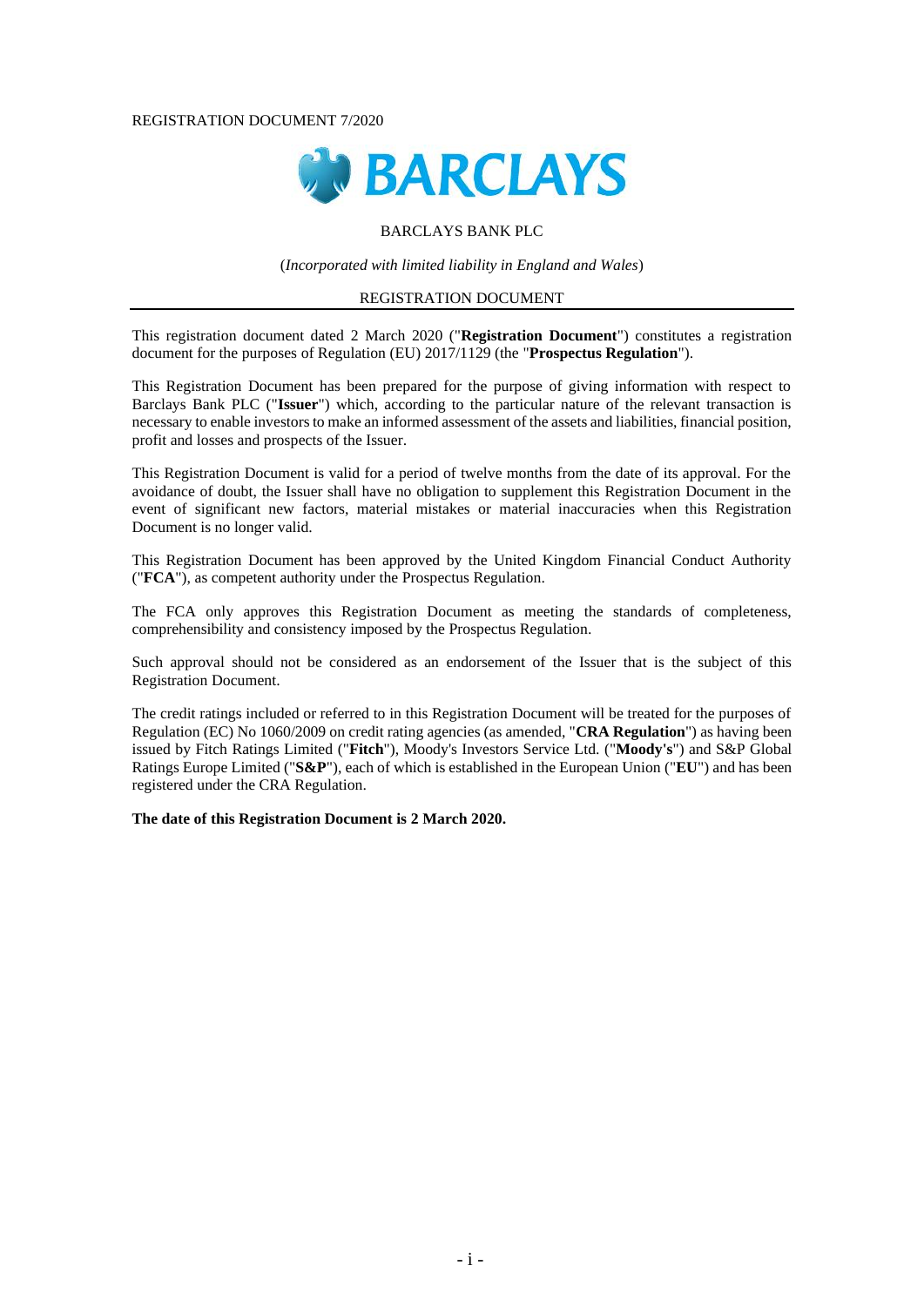REGISTRATION DOCUMENT 7/2020

BARCLAYS

BARCLAYS BANK PLC

(*Incorporated with limited liability in England and Wales*)

REGISTRATION DOCUMENT

This registration document dated 2 March 2020 ("**Registration Document**") constitutes a registration document for the purposes of Regulation (EU) 2017/1129 (the "**Prospectus Regulation**").

This Registration Document has been prepared for the purpose of giving information with respect to Barclays Bank PLC ("**Issuer**") which, according to the particular nature of the relevant transaction is necessary to enable investors to make an informed assessment of the assets and liabilities, financial position, profit and losses and prospects of the Issuer.

This Registration Document is valid for a period of twelve months from the date of its approval. For the avoidance of doubt, the Issuer shall have no obligation to supplement this Registration Document in the event of significant new factors, material mistakes or material inaccuracies when this Registration Document is no longer valid.

This Registration Document has been approved by the United Kingdom Financial Conduct Authority ("**FCA**"), as competent authority under the Prospectus Regulation.

The FCA only approves this Registration Document as meeting the standards of completeness, comprehensibility and consistency imposed by the Prospectus Regulation.

Such approval should not be considered as an endorsement of the Issuer that is the subject of this Registration Document.

The credit ratings included or referred to in this Registration Document will be treated for the purposes of Regulation (EC) No 1060/2009 on credit rating agencies (as amended, "**CRA Regulation**") as having been issued by Fitch Ratings Limited ("**Fitch**"), Moody's Investors Service Ltd. ("**Moody's**") and S&P Global Ratings Europe Limited ("**S&P**"), each of which is established in the European Union ("**EU**") and has been registered under the CRA Regulation.

**The date of this Registration Document is 2 March 2020.**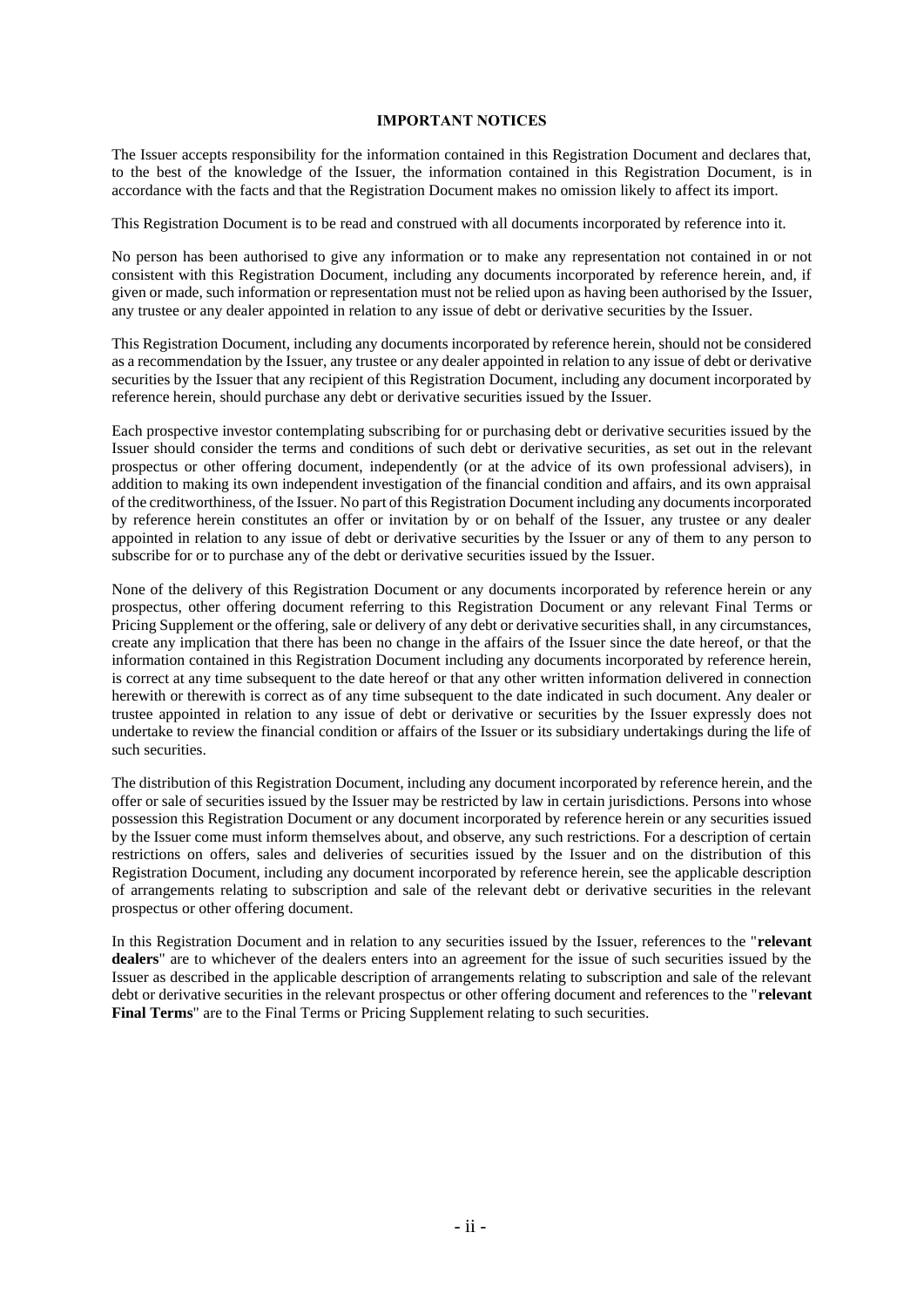# IMPORTANT NOTICES

The Issuer accepts responsibility for the information contained in this Registration Document and declares that, to the best of the knowledge of the Issuer, the information contained in this Registration Document, is in accordance with the facts and that the Registration Document makes no omission likely to affect its import.

This Registration Document is to be read and construed with all documents incorporated by reference into it.

No person has been authorised to give any information or to make any representation not contained in or not consistent with this Registration Document, including any documents incorporated by reference herein, and, if given or made, such information or representation must not be relied upon as having been authorised by the Issuer, any trustee or any dealer appointed in relation to any issue of debt or derivative securities by the Issuer.

This Registration Document, including any documents incorporated by reference herein, should not be considered as a recommendation by the Issuer, any trustee or any dealer appointed in relation to any issue of debt or derivative securities by the Issuer that any recipient of this Registration Document, including any document incorporated by reference herein, should purchase any debt or derivative securities issued by the Issuer.

Each prospective investor contemplating subscribing for or purchasing debt or derivative securities issued by the Issuer should consider the terms and conditions of such debt or derivative securities, as set out in the relevant prospectus or other offering document, independently (or at the advice of its own professional advisers), in addition to making its own independent investigation of the financial condition and affairs, and its own appraisal of the creditworthiness, of the Issuer. No part of this Registration Document including any documents incorporated by reference herein constitutes an offer or invitation by or on behalf of the Issuer, any trustee or any dealer appointed in relation to any issue of debt or derivative securities by the Issuer or any of them to any person to subscribe for or to purchase any of the debt or derivative securities issued by the Issuer.

None of the delivery of this Registration Document or any documents incorporated by reference herein or any prospectus, other offering document referring to this Registration Document or any relevant Final Terms or Pricing Supplement or the offering, sale or delivery of any debt or derivative securities shall, in any circumstances, create any implication that there has been no change in the affairs of the Issuer since the date hereof, or that the information contained in this Registration Document including any documents incorporated by reference herein, is correct at any time subsequent to the date hereof or that any other written information delivered in connection herewith or therewith is correct as of any time subsequent to the date indicated in such document. Any dealer or trustee appointed in relation to any issue of debt or derivative or securities by the Issuer expressly does not undertake to review the financial condition or affairs of the Issuer or its subsidiary undertakings during the life of such securities.

The distribution of this Registration Document, including any document incorporated by reference herein, and the offer or sale of securities issued by the Issuer may be restricted by law in certain jurisdictions. Persons into whose possession this Registration Document or any document incorporated by reference herein or any securities issued by the Issuer come must inform themselves about, and observe, any such restrictions. For a description of certain restrictions on offers, sales and deliveries of securities issued by the Issuer and on the distribution of this Registration Document, including any document incorporated by reference herein, see the applicable description of arrangements relating to subscription and sale of the relevant debt or derivative securities in the relevant prospectus or other offering document.

In this Registration Document and in relation to any securities issued by the Issuer, references to the "**relevant dealers**" are to whichever of the dealers enters into an agreement for the issue of such securities issued by the Issuer as described in the applicable description of arrangements relating to subscription and sale of the relevant debt or derivative securities in the relevant prospectus or other offering document and references to the "**relevant Final Terms**" are to the Final Terms or Pricing Supplement relating to such securities.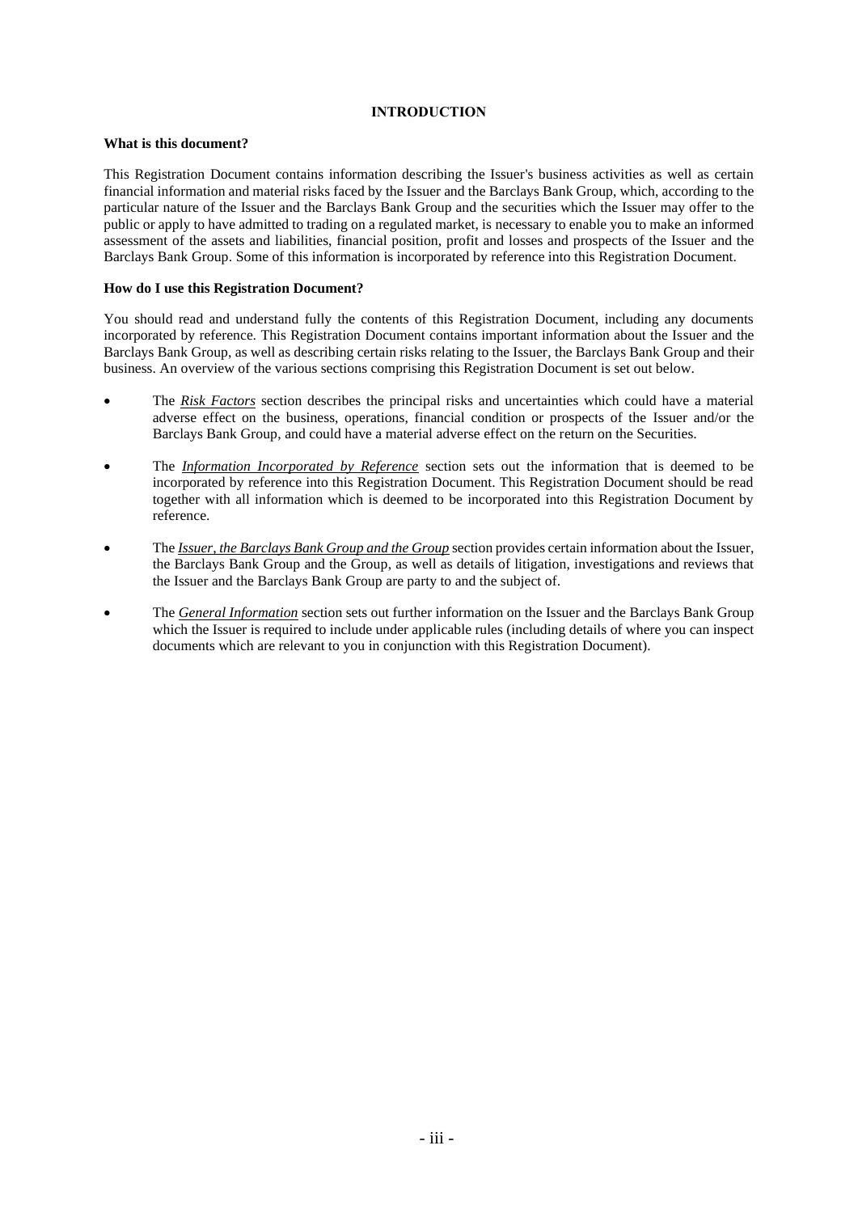# INTRODUCTION

**What is this document?**

This Registration Document contains information describing the Issuer's business activities as well as certain financial information and material risks faced by the Issuer and the Barclays Bank Group, which, according to the particular nature of the Issuer and the Barclays Bank Group and the securities which the Issuer may offer to the public or apply to have admitted to trading on a regulated market, is necessary to enable you to make an informed assessment of the assets and liabilities, financial position, profit and losses and prospects of the Issuer and the Barclays Bank Group. Some of this information is incorporated by reference into this Registration Document.

**How do I use this Registration Document?**

You should read and understand fully the contents of this Registration Document, including any documents incorporated by reference. This Registration Document contains important information about the Issuer and the Barclays Bank Group, as well as describing certain risks relating to the Issuer, the Barclays Bank Group and their business. An overview of the various sections comprising this Registration Document is set out below.

- The ***Risk Factors*** section describes the principal risks and uncertainties which could have a material adverse effect on the business, operations, financial condition or prospects of the Issuer and/or the Barclays Bank Group, and could have a material adverse effect on the return on the Securities.
- The ***Information Incorporated by Reference*** section sets out the information that is deemed to be incorporated by reference into this Registration Document. This Registration Document should be read together with all information which is deemed to be incorporated into this Registration Document by reference.
- The ***Issuer, the Barclays Bank Group and the Group*** section provides certain information about the Issuer, the Barclays Bank Group and the Group, as well as details of litigation, investigations and reviews that the Issuer and the Barclays Bank Group are party to and the subject of.
- The ***General Information*** section sets out further information on the Issuer and the Barclays Bank Group which the Issuer is required to include under applicable rules (including details of where you can inspect documents which are relevant to you in conjunction with this Registration Document).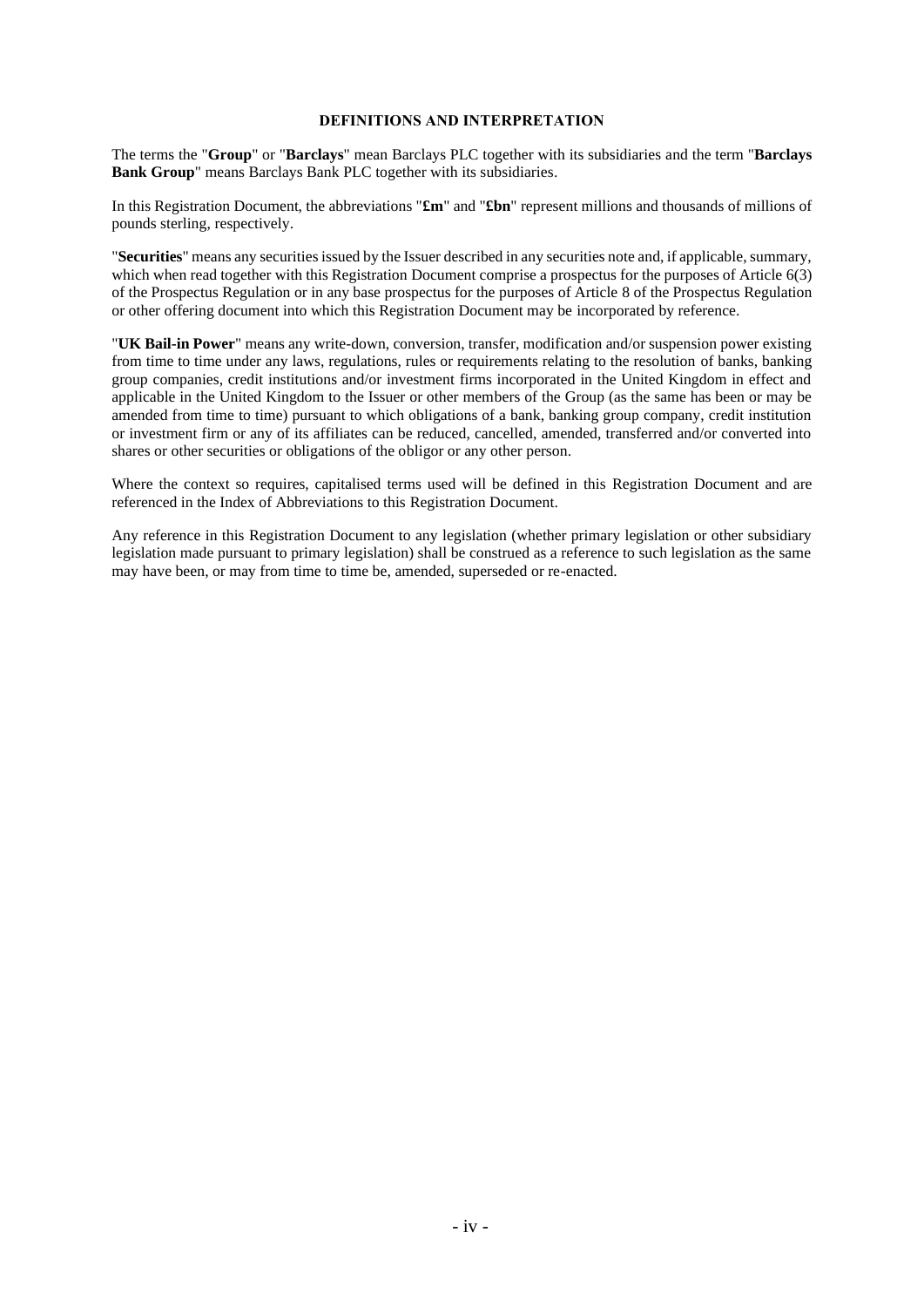## DEFINITIONS AND INTERPRETATION

The terms the "**Group**" or "**Barclays**" mean Barclays PLC together with its subsidiaries and the term "**Barclays Bank Group**" means Barclays Bank PLC together with its subsidiaries.

In this Registration Document, the abbreviations "**£m**" and "**£bn**" represent millions and thousands of millions of pounds sterling, respectively.

"**Securities**" means any securities issued by the Issuer described in any securities note and, if applicable, summary, which when read together with this Registration Document comprise a prospectus for the purposes of Article 6(3) of the Prospectus Regulation or in any base prospectus for the purposes of Article 8 of the Prospectus Regulation or other offering document into which this Registration Document may be incorporated by reference.

"**UK Bail-in Power**" means any write-down, conversion, transfer, modification and/or suspension power existing from time to time under any laws, regulations, rules or requirements relating to the resolution of banks, banking group companies, credit institutions and/or investment firms incorporated in the United Kingdom in effect and applicable in the United Kingdom to the Issuer or other members of the Group (as the same has been or may be amended from time to time) pursuant to which obligations of a bank, banking group company, credit institution or investment firm or any of its affiliates can be reduced, cancelled, amended, transferred and/or converted into shares or other securities or obligations of the obligor or any other person.

Where the context so requires, capitalised terms used will be defined in this Registration Document and are referenced in the Index of Abbreviations to this Registration Document.

Any reference in this Registration Document to any legislation (whether primary legislation or other subsidiary legislation made pursuant to primary legislation) shall be construed as a reference to such legislation as the same may have been, or may from time to time be, amended, superseded or re-enacted.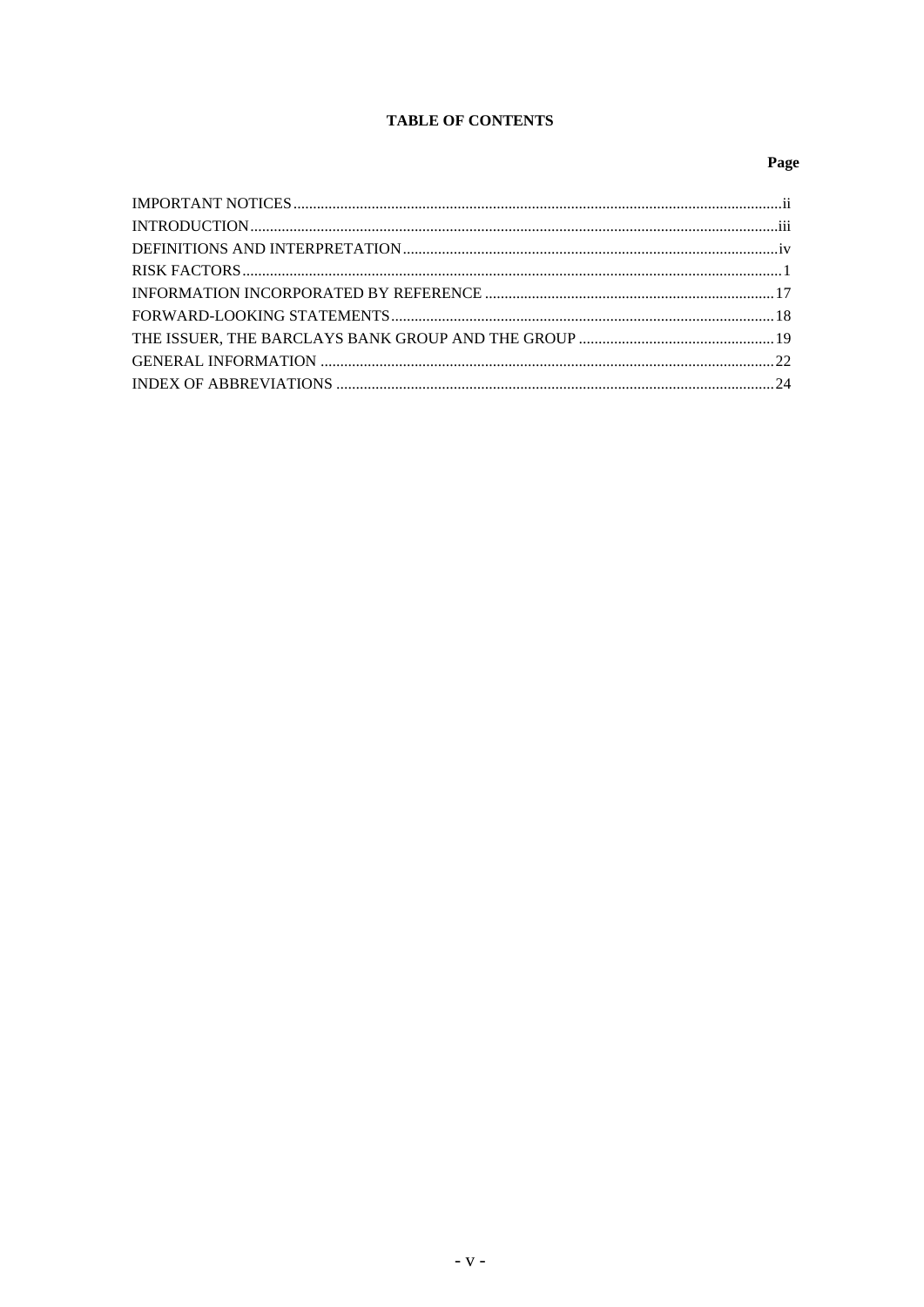# TABLE OF CONTENTS

| | Page |
|---|---|
| IMPORTANT NOTICES | ii |
| INTRODUCTION | iii |
| DEFINITIONS AND INTERPRETATION | iv |
| RISK FACTORS | 1 |
| INFORMATION INCORPORATED BY REFERENCE | 17 |
| FORWARD-LOOKING STATEMENTS | 18 |
| THE ISSUER, THE BARCLAYS BANK GROUP AND THE GROUP | 19 |
| GENERAL INFORMATION | 22 |
| INDEX OF ABBREVIATIONS | 24 |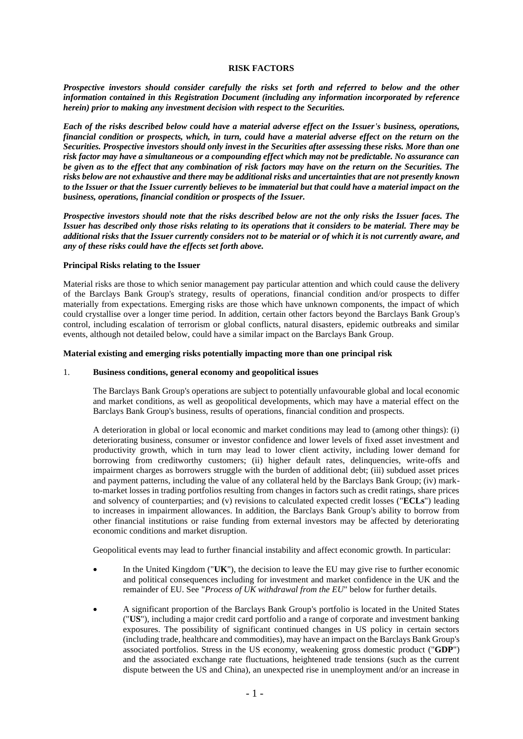# RISK FACTORS

***Prospective investors should consider carefully the risks set forth and referred to below and the other information contained in this Registration Document (including any information incorporated by reference herein) prior to making any investment decision with respect to the Securities.***

***Each of the risks described below could have a material adverse effect on the Issuer's business, operations, financial condition or prospects, which, in turn, could have a material adverse effect on the return on the Securities. Prospective investors should only invest in the Securities after assessing these risks. More than one risk factor may have a simultaneous or a compounding effect which may not be predictable. No assurance can be given as to the effect that any combination of risk factors may have on the return on the Securities. The risks below are not exhaustive and there may be additional risks and uncertainties that are not presently known to the Issuer or that the Issuer currently believes to be immaterial but that could have a material impact on the business, operations, financial condition or prospects of the Issuer.***

***Prospective investors should note that the risks described below are not the only risks the Issuer faces. The Issuer has described only those risks relating to its operations that it considers to be material. There may be additional risks that the Issuer currently considers not to be material or of which it is not currently aware, and any of these risks could have the effects set forth above.***

**Principal Risks relating to the Issuer**

Material risks are those to which senior management pay particular attention and which could cause the delivery of the Barclays Bank Group's strategy, results of operations, financial condition and/or prospects to differ materially from expectations. Emerging risks are those which have unknown components, the impact of which could crystallise over a longer time period. In addition, certain other factors beyond the Barclays Bank Group's control, including escalation of terrorism or global conflicts, natural disasters, epidemic outbreaks and similar events, although not detailed below, could have a similar impact on the Barclays Bank Group.

**Material existing and emerging risks potentially impacting more than one principal risk**

1. **Business conditions, general economy and geopolitical issues**

   The Barclays Bank Group's operations are subject to potentially unfavourable global and local economic and market conditions, as well as geopolitical developments, which may have a material effect on the Barclays Bank Group's business, results of operations, financial condition and prospects.

   A deterioration in global or local economic and market conditions may lead to (among other things): (i) deteriorating business, consumer or investor confidence and lower levels of fixed asset investment and productivity growth, which in turn may lead to lower client activity, including lower demand for borrowing from creditworthy customers; (ii) higher default rates, delinquencies, write-offs and impairment charges as borrowers struggle with the burden of additional debt; (iii) subdued asset prices and payment patterns, including the value of any collateral held by the Barclays Bank Group; (iv) mark-to-market losses in trading portfolios resulting from changes in factors such as credit ratings, share prices and solvency of counterparties; and (v) revisions to calculated expected credit losses ("**ECLs**") leading to increases in impairment allowances. In addition, the Barclays Bank Group's ability to borrow from other financial institutions or raise funding from external investors may be affected by deteriorating economic conditions and market disruption.

   Geopolitical events may lead to further financial instability and affect economic growth. In particular:

   - In the United Kingdom ("**UK**"), the decision to leave the EU may give rise to further economic and political consequences including for investment and market confidence in the UK and the remainder of EU. See "*Process of UK withdrawal from the EU*" below for further details.
   - A significant proportion of the Barclays Bank Group's portfolio is located in the United States ("**US**"), including a major credit card portfolio and a range of corporate and investment banking exposures. The possibility of significant continued changes in US policy in certain sectors (including trade, healthcare and commodities), may have an impact on the Barclays Bank Group's associated portfolios. Stress in the US economy, weakening gross domestic product ("**GDP**") and the associated exchange rate fluctuations, heightened trade tensions (such as the current dispute between the US and China), an unexpected rise in unemployment and/or an increase in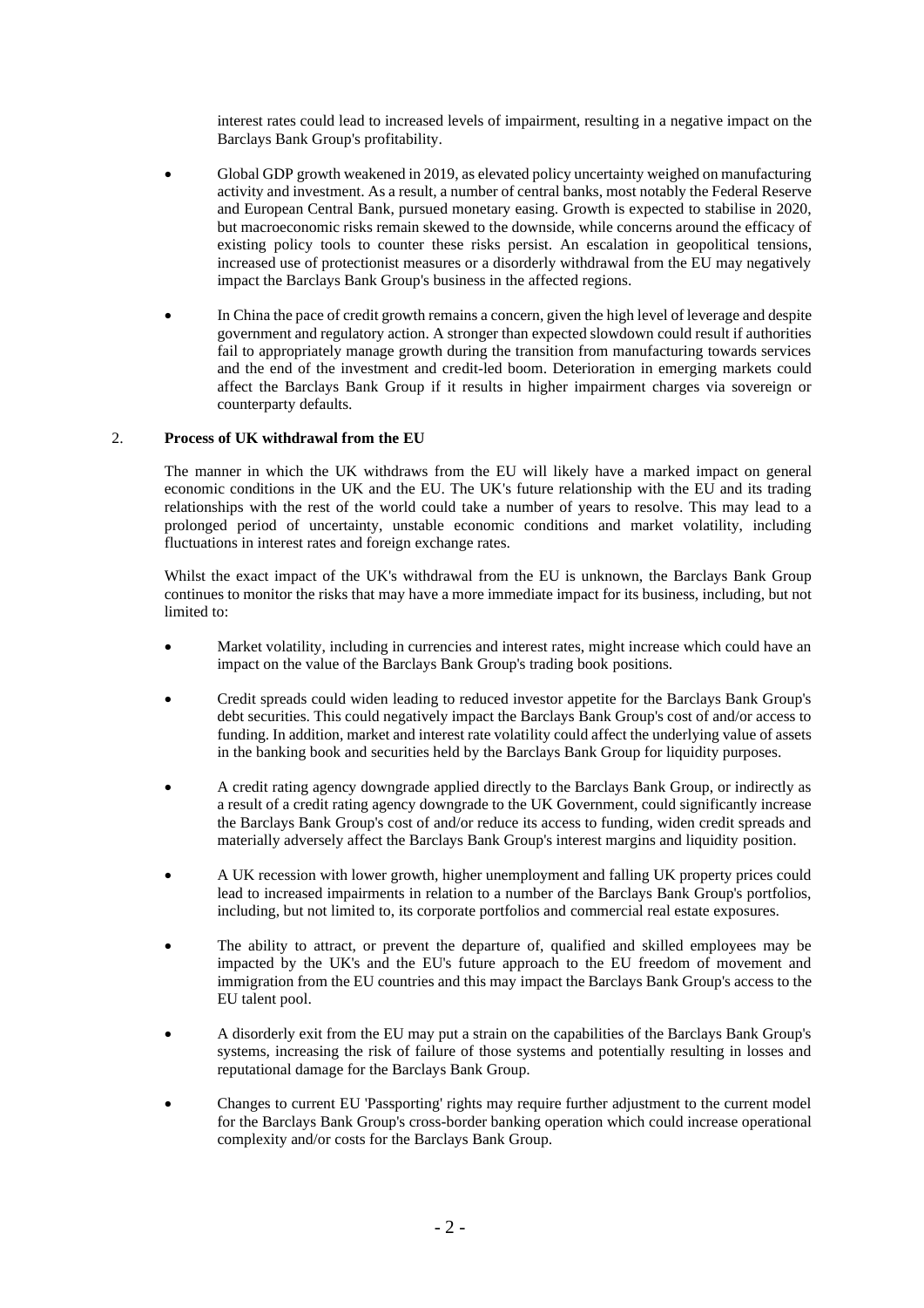interest rates could lead to increased levels of impairment, resulting in a negative impact on the Barclays Bank Group's profitability.

- Global GDP growth weakened in 2019, as elevated policy uncertainty weighed on manufacturing activity and investment. As a result, a number of central banks, most notably the Federal Reserve and European Central Bank, pursued monetary easing. Growth is expected to stabilise in 2020, but macroeconomic risks remain skewed to the downside, while concerns around the efficacy of existing policy tools to counter these risks persist. An escalation in geopolitical tensions, increased use of protectionist measures or a disorderly withdrawal from the EU may negatively impact the Barclays Bank Group's business in the affected regions.

- In China the pace of credit growth remains a concern, given the high level of leverage and despite government and regulatory action. A stronger than expected slowdown could result if authorities fail to appropriately manage growth during the transition from manufacturing towards services and the end of the investment and credit-led boom. Deterioration in emerging markets could affect the Barclays Bank Group if it results in higher impairment charges via sovereign or counterparty defaults.

## 2. **Process of UK withdrawal from the EU**

The manner in which the UK withdraws from the EU will likely have a marked impact on general economic conditions in the UK and the EU. The UK's future relationship with the EU and its trading relationships with the rest of the world could take a number of years to resolve. This may lead to a prolonged period of uncertainty, unstable economic conditions and market volatility, including fluctuations in interest rates and foreign exchange rates.

Whilst the exact impact of the UK's withdrawal from the EU is unknown, the Barclays Bank Group continues to monitor the risks that may have a more immediate impact for its business, including, but not limited to:

- Market volatility, including in currencies and interest rates, might increase which could have an impact on the value of the Barclays Bank Group's trading book positions.

- Credit spreads could widen leading to reduced investor appetite for the Barclays Bank Group's debt securities. This could negatively impact the Barclays Bank Group's cost of and/or access to funding. In addition, market and interest rate volatility could affect the underlying value of assets in the banking book and securities held by the Barclays Bank Group for liquidity purposes.

- A credit rating agency downgrade applied directly to the Barclays Bank Group, or indirectly as a result of a credit rating agency downgrade to the UK Government, could significantly increase the Barclays Bank Group's cost of and/or reduce its access to funding, widen credit spreads and materially adversely affect the Barclays Bank Group's interest margins and liquidity position.

- A UK recession with lower growth, higher unemployment and falling UK property prices could lead to increased impairments in relation to a number of the Barclays Bank Group's portfolios, including, but not limited to, its corporate portfolios and commercial real estate exposures.

- The ability to attract, or prevent the departure of, qualified and skilled employees may be impacted by the UK's and the EU's future approach to the EU freedom of movement and immigration from the EU countries and this may impact the Barclays Bank Group's access to the EU talent pool.

- A disorderly exit from the EU may put a strain on the capabilities of the Barclays Bank Group's systems, increasing the risk of failure of those systems and potentially resulting in losses and reputational damage for the Barclays Bank Group.

- Changes to current EU 'Passporting' rights may require further adjustment to the current model for the Barclays Bank Group's cross-border banking operation which could increase operational complexity and/or costs for the Barclays Bank Group.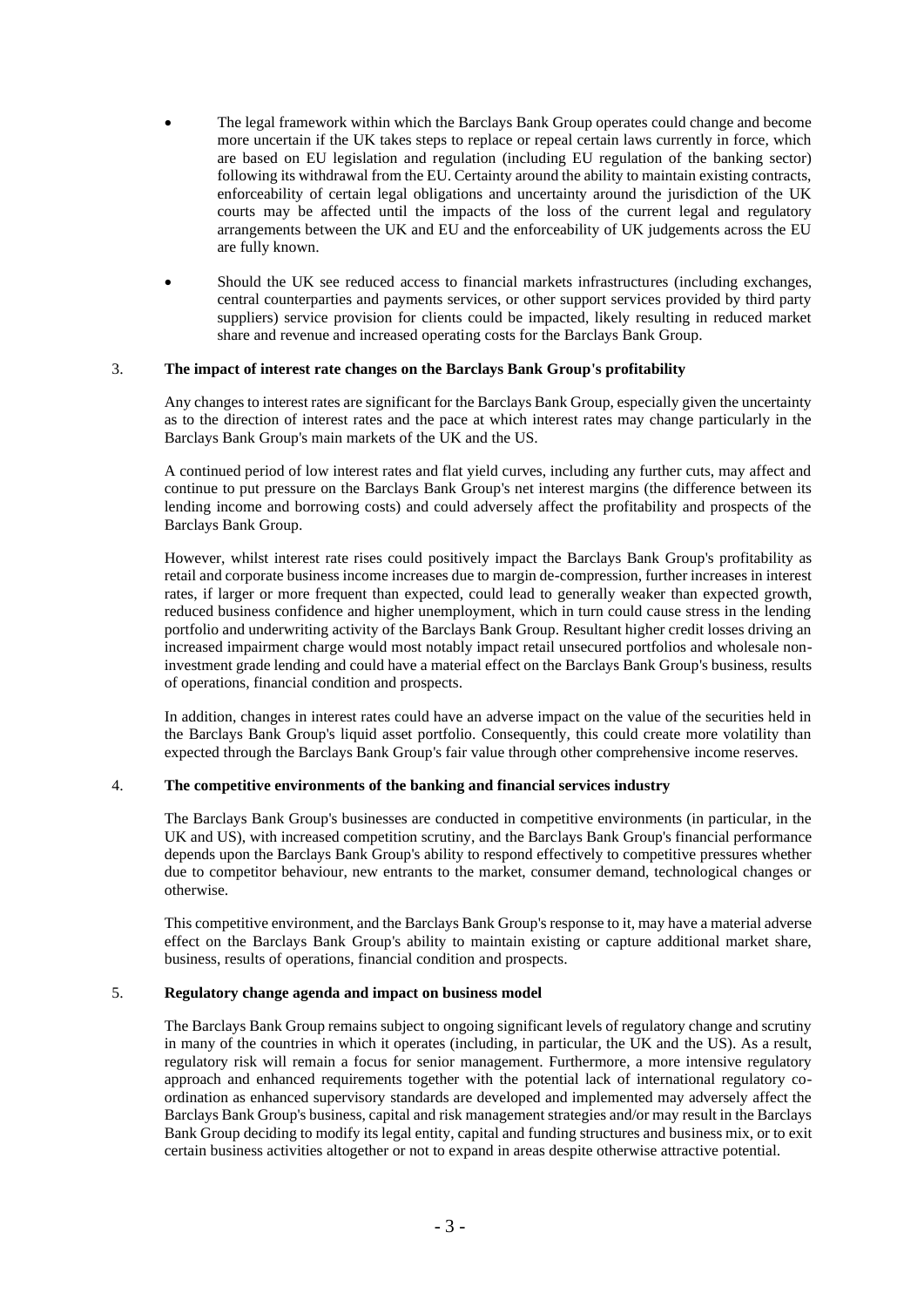- The legal framework within which the Barclays Bank Group operates could change and become more uncertain if the UK takes steps to replace or repeal certain laws currently in force, which are based on EU legislation and regulation (including EU regulation of the banking sector) following its withdrawal from the EU. Certainty around the ability to maintain existing contracts, enforceability of certain legal obligations and uncertainty around the jurisdiction of the UK courts may be affected until the impacts of the loss of the current legal and regulatory arrangements between the UK and EU and the enforceability of UK judgements across the EU are fully known.

- Should the UK see reduced access to financial markets infrastructures (including exchanges, central counterparties and payments services, or other support services provided by third party suppliers) service provision for clients could be impacted, likely resulting in reduced market share and revenue and increased operating costs for the Barclays Bank Group.

### 3. The impact of interest rate changes on the Barclays Bank Group's profitability

Any changes to interest rates are significant for the Barclays Bank Group, especially given the uncertainty as to the direction of interest rates and the pace at which interest rates may change particularly in the Barclays Bank Group's main markets of the UK and the US.

A continued period of low interest rates and flat yield curves, including any further cuts, may affect and continue to put pressure on the Barclays Bank Group's net interest margins (the difference between its lending income and borrowing costs) and could adversely affect the profitability and prospects of the Barclays Bank Group.

However, whilst interest rate rises could positively impact the Barclays Bank Group's profitability as retail and corporate business income increases due to margin de-compression, further increases in interest rates, if larger or more frequent than expected, could lead to generally weaker than expected growth, reduced business confidence and higher unemployment, which in turn could cause stress in the lending portfolio and underwriting activity of the Barclays Bank Group. Resultant higher credit losses driving an increased impairment charge would most notably impact retail unsecured portfolios and wholesale non-investment grade lending and could have a material effect on the Barclays Bank Group's business, results of operations, financial condition and prospects.

In addition, changes in interest rates could have an adverse impact on the value of the securities held in the Barclays Bank Group's liquid asset portfolio. Consequently, this could create more volatility than expected through the Barclays Bank Group's fair value through other comprehensive income reserves.

### 4. The competitive environments of the banking and financial services industry

The Barclays Bank Group's businesses are conducted in competitive environments (in particular, in the UK and US), with increased competition scrutiny, and the Barclays Bank Group's financial performance depends upon the Barclays Bank Group's ability to respond effectively to competitive pressures whether due to competitor behaviour, new entrants to the market, consumer demand, technological changes or otherwise.

This competitive environment, and the Barclays Bank Group's response to it, may have a material adverse effect on the Barclays Bank Group's ability to maintain existing or capture additional market share, business, results of operations, financial condition and prospects.

### 5. Regulatory change agenda and impact on business model

The Barclays Bank Group remains subject to ongoing significant levels of regulatory change and scrutiny in many of the countries in which it operates (including, in particular, the UK and the US). As a result, regulatory risk will remain a focus for senior management. Furthermore, a more intensive regulatory approach and enhanced requirements together with the potential lack of international regulatory co-ordination as enhanced supervisory standards are developed and implemented may adversely affect the Barclays Bank Group's business, capital and risk management strategies and/or may result in the Barclays Bank Group deciding to modify its legal entity, capital and funding structures and business mix, or to exit certain business activities altogether or not to expand in areas despite otherwise attractive potential.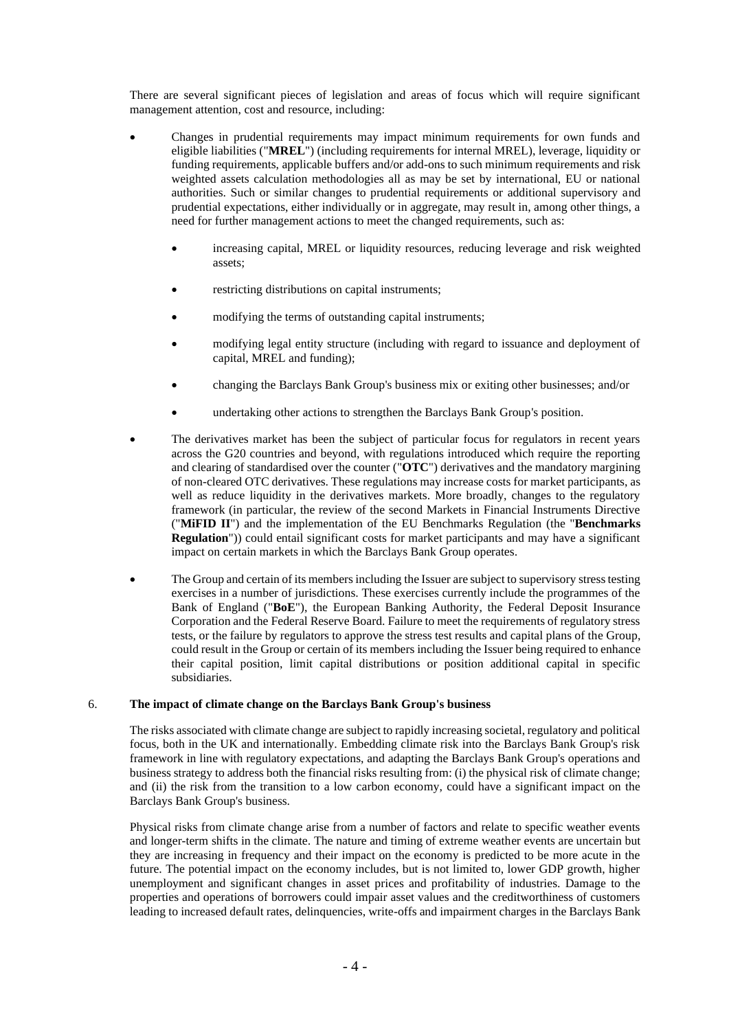There are several significant pieces of legislation and areas of focus which will require significant management attention, cost and resource, including:

- Changes in prudential requirements may impact minimum requirements for own funds and eligible liabilities ("**MREL**") (including requirements for internal MREL), leverage, liquidity or funding requirements, applicable buffers and/or add-ons to such minimum requirements and risk weighted assets calculation methodologies all as may be set by international, EU or national authorities. Such or similar changes to prudential requirements or additional supervisory and prudential expectations, either individually or in aggregate, may result in, among other things, a need for further management actions to meet the changed requirements, such as:

  - increasing capital, MREL or liquidity resources, reducing leverage and risk weighted assets;

  - restricting distributions on capital instruments;

  - modifying the terms of outstanding capital instruments;

  - modifying legal entity structure (including with regard to issuance and deployment of capital, MREL and funding);

  - changing the Barclays Bank Group's business mix or exiting other businesses; and/or

  - undertaking other actions to strengthen the Barclays Bank Group's position.

- The derivatives market has been the subject of particular focus for regulators in recent years across the G20 countries and beyond, with regulations introduced which require the reporting and clearing of standardised over the counter ("**OTC**") derivatives and the mandatory margining of non-cleared OTC derivatives. These regulations may increase costs for market participants, as well as reduce liquidity in the derivatives markets. More broadly, changes to the regulatory framework (in particular, the review of the second Markets in Financial Instruments Directive ("**MiFID II**") and the implementation of the EU Benchmarks Regulation (the "**Benchmarks Regulation**")) could entail significant costs for market participants and may have a significant impact on certain markets in which the Barclays Bank Group operates.

- The Group and certain of its members including the Issuer are subject to supervisory stress testing exercises in a number of jurisdictions. These exercises currently include the programmes of the Bank of England ("**BoE**"), the European Banking Authority, the Federal Deposit Insurance Corporation and the Federal Reserve Board. Failure to meet the requirements of regulatory stress tests, or the failure by regulators to approve the stress test results and capital plans of the Group, could result in the Group or certain of its members including the Issuer being required to enhance their capital position, limit capital distributions or position additional capital in specific subsidiaries.

6. **The impact of climate change on the Barclays Bank Group's business**

The risks associated with climate change are subject to rapidly increasing societal, regulatory and political focus, both in the UK and internationally. Embedding climate risk into the Barclays Bank Group's risk framework in line with regulatory expectations, and adapting the Barclays Bank Group's operations and business strategy to address both the financial risks resulting from: (i) the physical risk of climate change; and (ii) the risk from the transition to a low carbon economy, could have a significant impact on the Barclays Bank Group's business.

Physical risks from climate change arise from a number of factors and relate to specific weather events and longer-term shifts in the climate. The nature and timing of extreme weather events are uncertain but they are increasing in frequency and their impact on the economy is predicted to be more acute in the future. The potential impact on the economy includes, but is not limited to, lower GDP growth, higher unemployment and significant changes in asset prices and profitability of industries. Damage to the properties and operations of borrowers could impair asset values and the creditworthiness of customers leading to increased default rates, delinquencies, write-offs and impairment charges in the Barclays Bank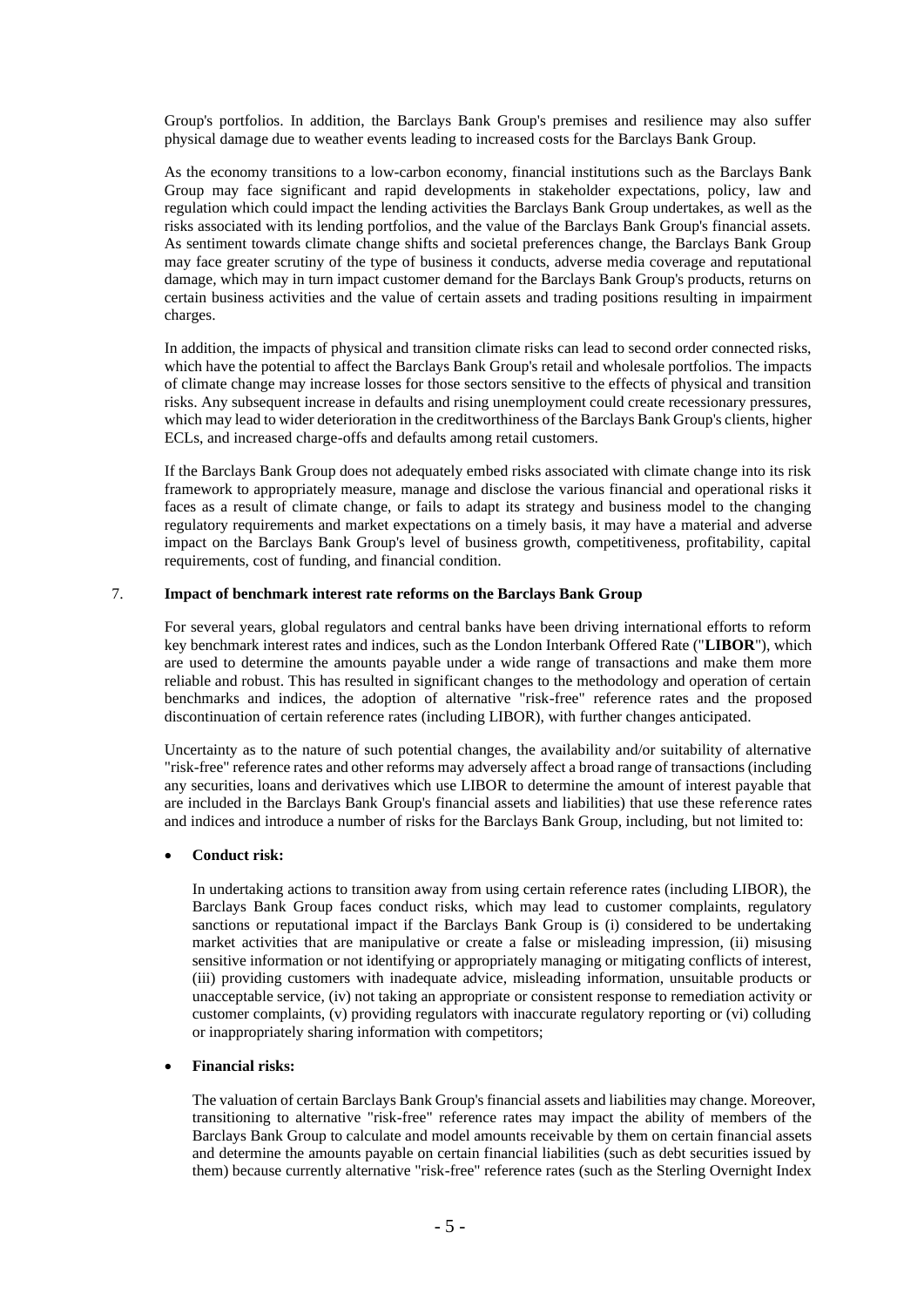Group's portfolios. In addition, the Barclays Bank Group's premises and resilience may also suffer physical damage due to weather events leading to increased costs for the Barclays Bank Group.

As the economy transitions to a low-carbon economy, financial institutions such as the Barclays Bank Group may face significant and rapid developments in stakeholder expectations, policy, law and regulation which could impact the lending activities the Barclays Bank Group undertakes, as well as the risks associated with its lending portfolios, and the value of the Barclays Bank Group's financial assets. As sentiment towards climate change shifts and societal preferences change, the Barclays Bank Group may face greater scrutiny of the type of business it conducts, adverse media coverage and reputational damage, which may in turn impact customer demand for the Barclays Bank Group's products, returns on certain business activities and the value of certain assets and trading positions resulting in impairment charges.

In addition, the impacts of physical and transition climate risks can lead to second order connected risks, which have the potential to affect the Barclays Bank Group's retail and wholesale portfolios. The impacts of climate change may increase losses for those sectors sensitive to the effects of physical and transition risks. Any subsequent increase in defaults and rising unemployment could create recessionary pressures, which may lead to wider deterioration in the creditworthiness of the Barclays Bank Group's clients, higher ECLs, and increased charge-offs and defaults among retail customers.

If the Barclays Bank Group does not adequately embed risks associated with climate change into its risk framework to appropriately measure, manage and disclose the various financial and operational risks it faces as a result of climate change, or fails to adapt its strategy and business model to the changing regulatory requirements and market expectations on a timely basis, it may have a material and adverse impact on the Barclays Bank Group's level of business growth, competitiveness, profitability, capital requirements, cost of funding, and financial condition.

## 7. Impact of benchmark interest rate reforms on the Barclays Bank Group

For several years, global regulators and central banks have been driving international efforts to reform key benchmark interest rates and indices, such as the London Interbank Offered Rate ("**LIBOR**"), which are used to determine the amounts payable under a wide range of transactions and make them more reliable and robust. This has resulted in significant changes to the methodology and operation of certain benchmarks and indices, the adoption of alternative "risk-free" reference rates and the proposed discontinuation of certain reference rates (including LIBOR), with further changes anticipated.

Uncertainty as to the nature of such potential changes, the availability and/or suitability of alternative "risk-free" reference rates and other reforms may adversely affect a broad range of transactions (including any securities, loans and derivatives which use LIBOR to determine the amount of interest payable that are included in the Barclays Bank Group's financial assets and liabilities) that use these reference rates and indices and introduce a number of risks for the Barclays Bank Group, including, but not limited to:

- **Conduct risk:**

  In undertaking actions to transition away from using certain reference rates (including LIBOR), the Barclays Bank Group faces conduct risks, which may lead to customer complaints, regulatory sanctions or reputational impact if the Barclays Bank Group is (i) considered to be undertaking market activities that are manipulative or create a false or misleading impression, (ii) misusing sensitive information or not identifying or appropriately managing or mitigating conflicts of interest, (iii) providing customers with inadequate advice, misleading information, unsuitable products or unacceptable service, (iv) not taking an appropriate or consistent response to remediation activity or customer complaints, (v) providing regulators with inaccurate regulatory reporting or (vi) colluding or inappropriately sharing information with competitors;

- **Financial risks:**

  The valuation of certain Barclays Bank Group's financial assets and liabilities may change. Moreover, transitioning to alternative "risk-free" reference rates may impact the ability of members of the Barclays Bank Group to calculate and model amounts receivable by them on certain financial assets and determine the amounts payable on certain financial liabilities (such as debt securities issued by them) because currently alternative "risk-free" reference rates (such as the Sterling Overnight Index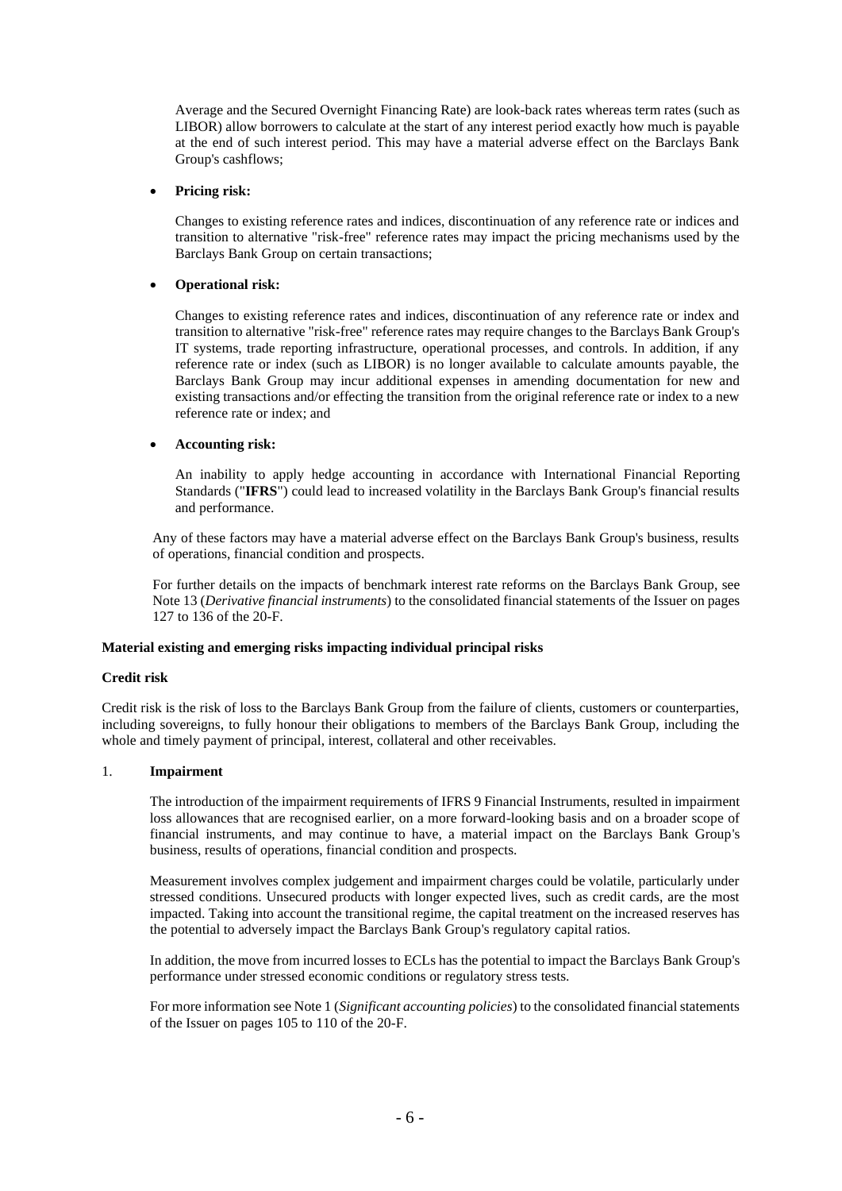Average and the Secured Overnight Financing Rate) are look-back rates whereas term rates (such as LIBOR) allow borrowers to calculate at the start of any interest period exactly how much is payable at the end of such interest period. This may have a material adverse effect on the Barclays Bank Group's cashflows;

- **Pricing risk:**

  Changes to existing reference rates and indices, discontinuation of any reference rate or indices and transition to alternative "risk-free" reference rates may impact the pricing mechanisms used by the Barclays Bank Group on certain transactions;

- **Operational risk:**

  Changes to existing reference rates and indices, discontinuation of any reference rate or index and transition to alternative "risk-free" reference rates may require changes to the Barclays Bank Group's IT systems, trade reporting infrastructure, operational processes, and controls. In addition, if any reference rate or index (such as LIBOR) is no longer available to calculate amounts payable, the Barclays Bank Group may incur additional expenses in amending documentation for new and existing transactions and/or effecting the transition from the original reference rate or index to a new reference rate or index; and

- **Accounting risk:**

  An inability to apply hedge accounting in accordance with International Financial Reporting Standards ("**IFRS**") could lead to increased volatility in the Barclays Bank Group's financial results and performance.

Any of these factors may have a material adverse effect on the Barclays Bank Group's business, results of operations, financial condition and prospects.

For further details on the impacts of benchmark interest rate reforms on the Barclays Bank Group, see Note 13 (*Derivative financial instruments*) to the consolidated financial statements of the Issuer on pages 127 to 136 of the 20-F.

**Material existing and emerging risks impacting individual principal risks**

**Credit risk**

Credit risk is the risk of loss to the Barclays Bank Group from the failure of clients, customers or counterparties, including sovereigns, to fully honour their obligations to members of the Barclays Bank Group, including the whole and timely payment of principal, interest, collateral and other receivables.

1. **Impairment**

   The introduction of the impairment requirements of IFRS 9 Financial Instruments, resulted in impairment loss allowances that are recognised earlier, on a more forward-looking basis and on a broader scope of financial instruments, and may continue to have, a material impact on the Barclays Bank Group's business, results of operations, financial condition and prospects.

   Measurement involves complex judgement and impairment charges could be volatile, particularly under stressed conditions. Unsecured products with longer expected lives, such as credit cards, are the most impacted. Taking into account the transitional regime, the capital treatment on the increased reserves has the potential to adversely impact the Barclays Bank Group's regulatory capital ratios.

   In addition, the move from incurred losses to ECLs has the potential to impact the Barclays Bank Group's performance under stressed economic conditions or regulatory stress tests.

   For more information see Note 1 (*Significant accounting policies*) to the consolidated financial statements of the Issuer on pages 105 to 110 of the 20-F.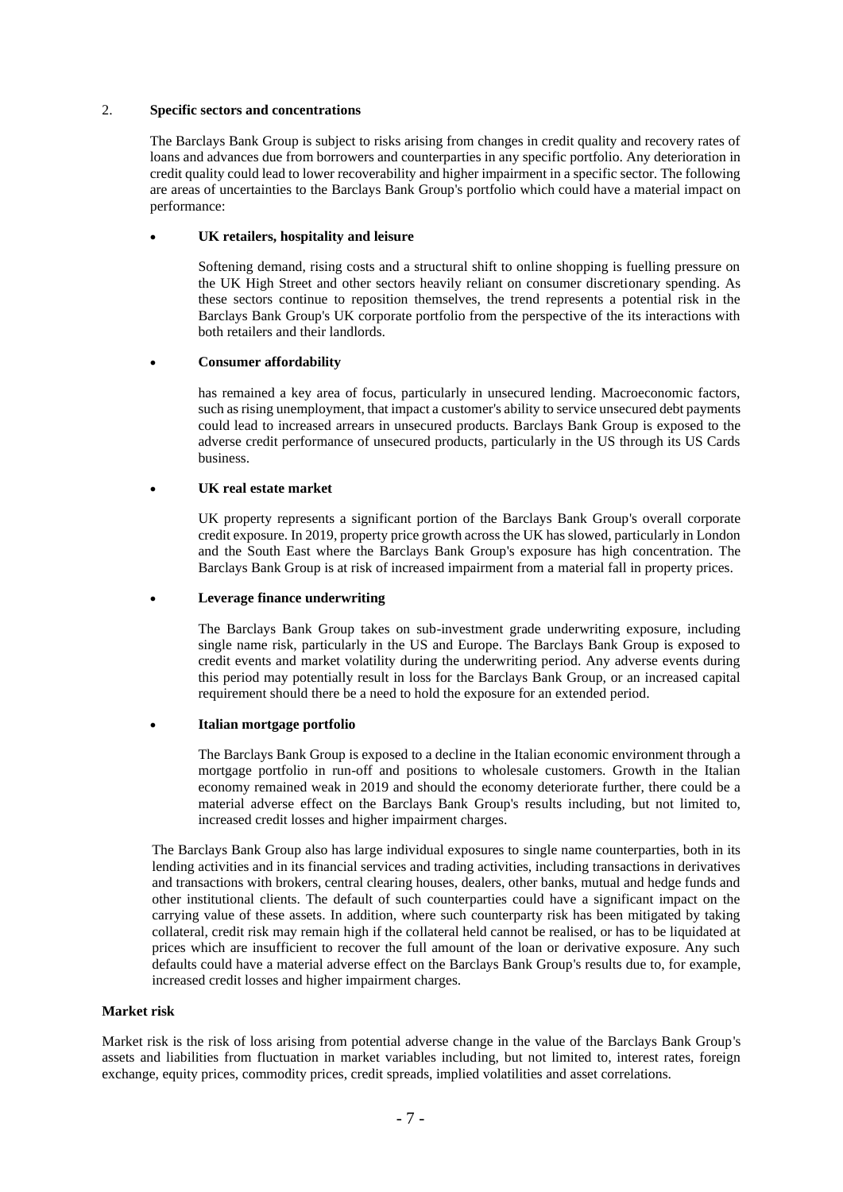2. **Specific sectors and concentrations**

The Barclays Bank Group is subject to risks arising from changes in credit quality and recovery rates of loans and advances due from borrowers and counterparties in any specific portfolio. Any deterioration in credit quality could lead to lower recoverability and higher impairment in a specific sector. The following are areas of uncertainties to the Barclays Bank Group's portfolio which could have a material impact on performance:

- **UK retailers, hospitality and leisure**

  Softening demand, rising costs and a structural shift to online shopping is fuelling pressure on the UK High Street and other sectors heavily reliant on consumer discretionary spending. As these sectors continue to reposition themselves, the trend represents a potential risk in the Barclays Bank Group's UK corporate portfolio from the perspective of the its interactions with both retailers and their landlords.

- **Consumer affordability**

  has remained a key area of focus, particularly in unsecured lending. Macroeconomic factors, such as rising unemployment, that impact a customer's ability to service unsecured debt payments could lead to increased arrears in unsecured products. Barclays Bank Group is exposed to the adverse credit performance of unsecured products, particularly in the US through its US Cards business.

- **UK real estate market**

  UK property represents a significant portion of the Barclays Bank Group's overall corporate credit exposure. In 2019, property price growth across the UK has slowed, particularly in London and the South East where the Barclays Bank Group's exposure has high concentration. The Barclays Bank Group is at risk of increased impairment from a material fall in property prices.

- **Leverage finance underwriting**

  The Barclays Bank Group takes on sub-investment grade underwriting exposure, including single name risk, particularly in the US and Europe. The Barclays Bank Group is exposed to credit events and market volatility during the underwriting period. Any adverse events during this period may potentially result in loss for the Barclays Bank Group, or an increased capital requirement should there be a need to hold the exposure for an extended period.

- **Italian mortgage portfolio**

  The Barclays Bank Group is exposed to a decline in the Italian economic environment through a mortgage portfolio in run-off and positions to wholesale customers. Growth in the Italian economy remained weak in 2019 and should the economy deteriorate further, there could be a material adverse effect on the Barclays Bank Group's results including, but not limited to, increased credit losses and higher impairment charges.

The Barclays Bank Group also has large individual exposures to single name counterparties, both in its lending activities and in its financial services and trading activities, including transactions in derivatives and transactions with brokers, central clearing houses, dealers, other banks, mutual and hedge funds and other institutional clients. The default of such counterparties could have a significant impact on the carrying value of these assets. In addition, where such counterparty risk has been mitigated by taking collateral, credit risk may remain high if the collateral held cannot be realised, or has to be liquidated at prices which are insufficient to recover the full amount of the loan or derivative exposure. Any such defaults could have a material adverse effect on the Barclays Bank Group's results due to, for example, increased credit losses and higher impairment charges.

**Market risk**

Market risk is the risk of loss arising from potential adverse change in the value of the Barclays Bank Group's assets and liabilities from fluctuation in market variables including, but not limited to, interest rates, foreign exchange, equity prices, commodity prices, credit spreads, implied volatilities and asset correlations.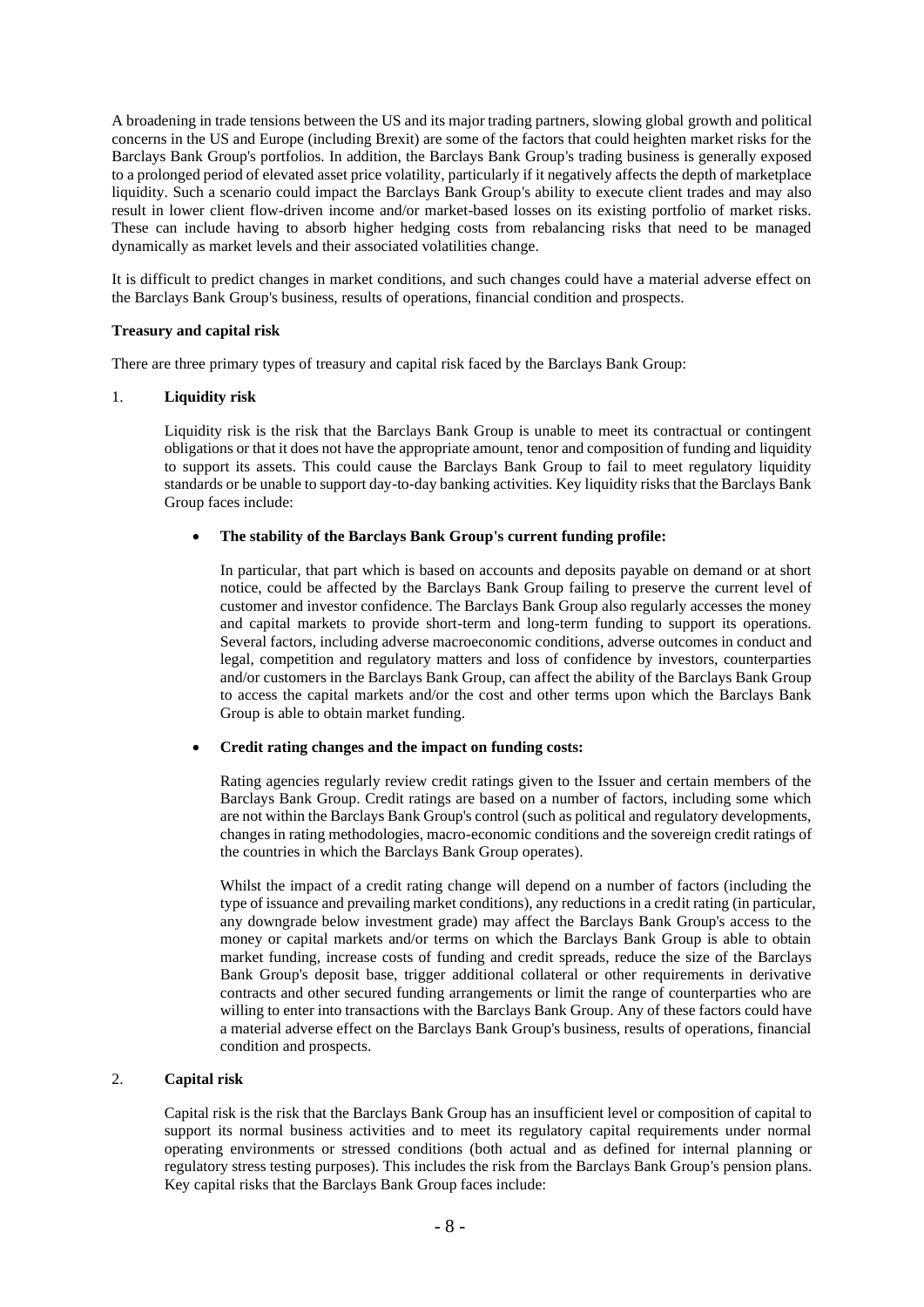A broadening in trade tensions between the US and its major trading partners, slowing global growth and political concerns in the US and Europe (including Brexit) are some of the factors that could heighten market risks for the Barclays Bank Group's portfolios. In addition, the Barclays Bank Group's trading business is generally exposed to a prolonged period of elevated asset price volatility, particularly if it negatively affects the depth of marketplace liquidity. Such a scenario could impact the Barclays Bank Group's ability to execute client trades and may also result in lower client flow-driven income and/or market-based losses on its existing portfolio of market risks. These can include having to absorb higher hedging costs from rebalancing risks that need to be managed dynamically as market levels and their associated volatilities change.

It is difficult to predict changes in market conditions, and such changes could have a material adverse effect on the Barclays Bank Group's business, results of operations, financial condition and prospects.

**Treasury and capital risk**

There are three primary types of treasury and capital risk faced by the Barclays Bank Group:

1. **Liquidity risk**

   Liquidity risk is the risk that the Barclays Bank Group is unable to meet its contractual or contingent obligations or that it does not have the appropriate amount, tenor and composition of funding and liquidity to support its assets. This could cause the Barclays Bank Group to fail to meet regulatory liquidity standards or be unable to support day-to-day banking activities. Key liquidity risks that the Barclays Bank Group faces include:

   - **The stability of the Barclays Bank Group's current funding profile:**

     In particular, that part which is based on accounts and deposits payable on demand or at short notice, could be affected by the Barclays Bank Group failing to preserve the current level of customer and investor confidence. The Barclays Bank Group also regularly accesses the money and capital markets to provide short-term and long-term funding to support its operations. Several factors, including adverse macroeconomic conditions, adverse outcomes in conduct and legal, competition and regulatory matters and loss of confidence by investors, counterparties and/or customers in the Barclays Bank Group, can affect the ability of the Barclays Bank Group to access the capital markets and/or the cost and other terms upon which the Barclays Bank Group is able to obtain market funding.

   - **Credit rating changes and the impact on funding costs:**

     Rating agencies regularly review credit ratings given to the Issuer and certain members of the Barclays Bank Group. Credit ratings are based on a number of factors, including some which are not within the Barclays Bank Group's control (such as political and regulatory developments, changes in rating methodologies, macro-economic conditions and the sovereign credit ratings of the countries in which the Barclays Bank Group operates).

     Whilst the impact of a credit rating change will depend on a number of factors (including the type of issuance and prevailing market conditions), any reductions in a credit rating (in particular, any downgrade below investment grade) may affect the Barclays Bank Group's access to the money or capital markets and/or terms on which the Barclays Bank Group is able to obtain market funding, increase costs of funding and credit spreads, reduce the size of the Barclays Bank Group's deposit base, trigger additional collateral or other requirements in derivative contracts and other secured funding arrangements or limit the range of counterparties who are willing to enter into transactions with the Barclays Bank Group. Any of these factors could have a material adverse effect on the Barclays Bank Group's business, results of operations, financial condition and prospects.

2. **Capital risk**

   Capital risk is the risk that the Barclays Bank Group has an insufficient level or composition of capital to support its normal business activities and to meet its regulatory capital requirements under normal operating environments or stressed conditions (both actual and as defined for internal planning or regulatory stress testing purposes). This includes the risk from the Barclays Bank Group's pension plans. Key capital risks that the Barclays Bank Group faces include: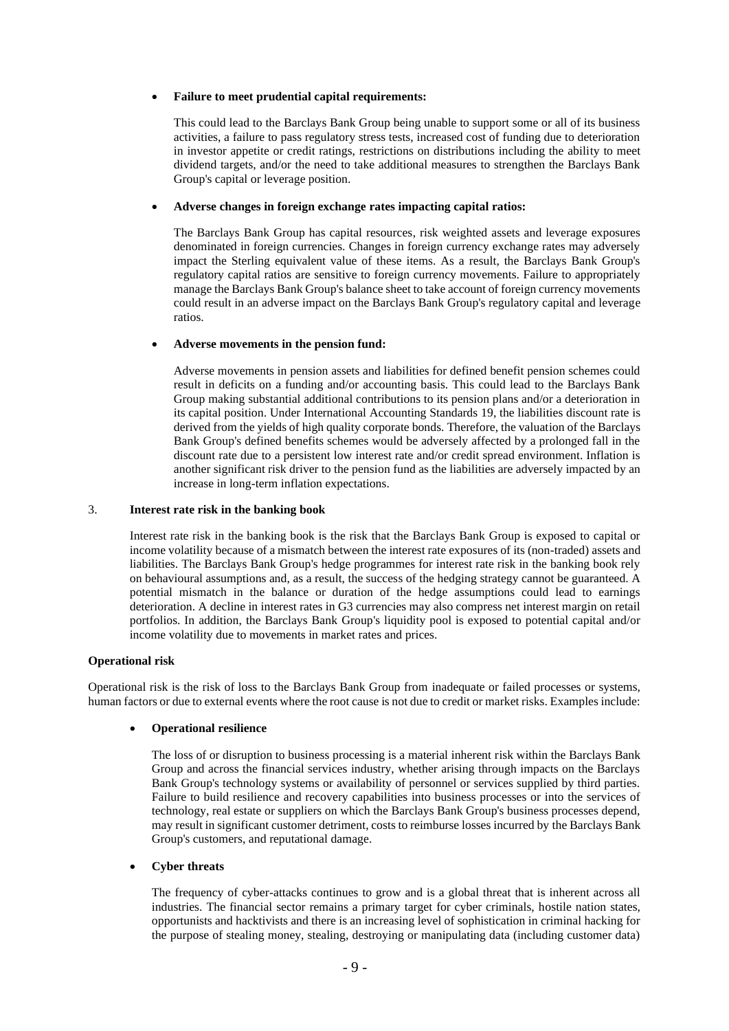- **Failure to meet prudential capital requirements:**

  This could lead to the Barclays Bank Group being unable to support some or all of its business activities, a failure to pass regulatory stress tests, increased cost of funding due to deterioration in investor appetite or credit ratings, restrictions on distributions including the ability to meet dividend targets, and/or the need to take additional measures to strengthen the Barclays Bank Group's capital or leverage position.

- **Adverse changes in foreign exchange rates impacting capital ratios:**

  The Barclays Bank Group has capital resources, risk weighted assets and leverage exposures denominated in foreign currencies. Changes in foreign currency exchange rates may adversely impact the Sterling equivalent value of these items. As a result, the Barclays Bank Group's regulatory capital ratios are sensitive to foreign currency movements. Failure to appropriately manage the Barclays Bank Group's balance sheet to take account of foreign currency movements could result in an adverse impact on the Barclays Bank Group's regulatory capital and leverage ratios.

- **Adverse movements in the pension fund:**

  Adverse movements in pension assets and liabilities for defined benefit pension schemes could result in deficits on a funding and/or accounting basis. This could lead to the Barclays Bank Group making substantial additional contributions to its pension plans and/or a deterioration in its capital position. Under International Accounting Standards 19, the liabilities discount rate is derived from the yields of high quality corporate bonds. Therefore, the valuation of the Barclays Bank Group's defined benefits schemes would be adversely affected by a prolonged fall in the discount rate due to a persistent low interest rate and/or credit spread environment. Inflation is another significant risk driver to the pension fund as the liabilities are adversely impacted by an increase in long-term inflation expectations.

3. **Interest rate risk in the banking book**

   Interest rate risk in the banking book is the risk that the Barclays Bank Group is exposed to capital or income volatility because of a mismatch between the interest rate exposures of its (non-traded) assets and liabilities. The Barclays Bank Group's hedge programmes for interest rate risk in the banking book rely on behavioural assumptions and, as a result, the success of the hedging strategy cannot be guaranteed. A potential mismatch in the balance or duration of the hedge assumptions could lead to earnings deterioration. A decline in interest rates in G3 currencies may also compress net interest margin on retail portfolios. In addition, the Barclays Bank Group's liquidity pool is exposed to potential capital and/or income volatility due to movements in market rates and prices.

**Operational risk**

Operational risk is the risk of loss to the Barclays Bank Group from inadequate or failed processes or systems, human factors or due to external events where the root cause is not due to credit or market risks. Examples include:

- **Operational resilience**

  The loss of or disruption to business processing is a material inherent risk within the Barclays Bank Group and across the financial services industry, whether arising through impacts on the Barclays Bank Group's technology systems or availability of personnel or services supplied by third parties. Failure to build resilience and recovery capabilities into business processes or into the services of technology, real estate or suppliers on which the Barclays Bank Group's business processes depend, may result in significant customer detriment, costs to reimburse losses incurred by the Barclays Bank Group's customers, and reputational damage.

- **Cyber threats**

  The frequency of cyber-attacks continues to grow and is a global threat that is inherent across all industries. The financial sector remains a primary target for cyber criminals, hostile nation states, opportunists and hacktivists and there is an increasing level of sophistication in criminal hacking for the purpose of stealing money, stealing, destroying or manipulating data (including customer data)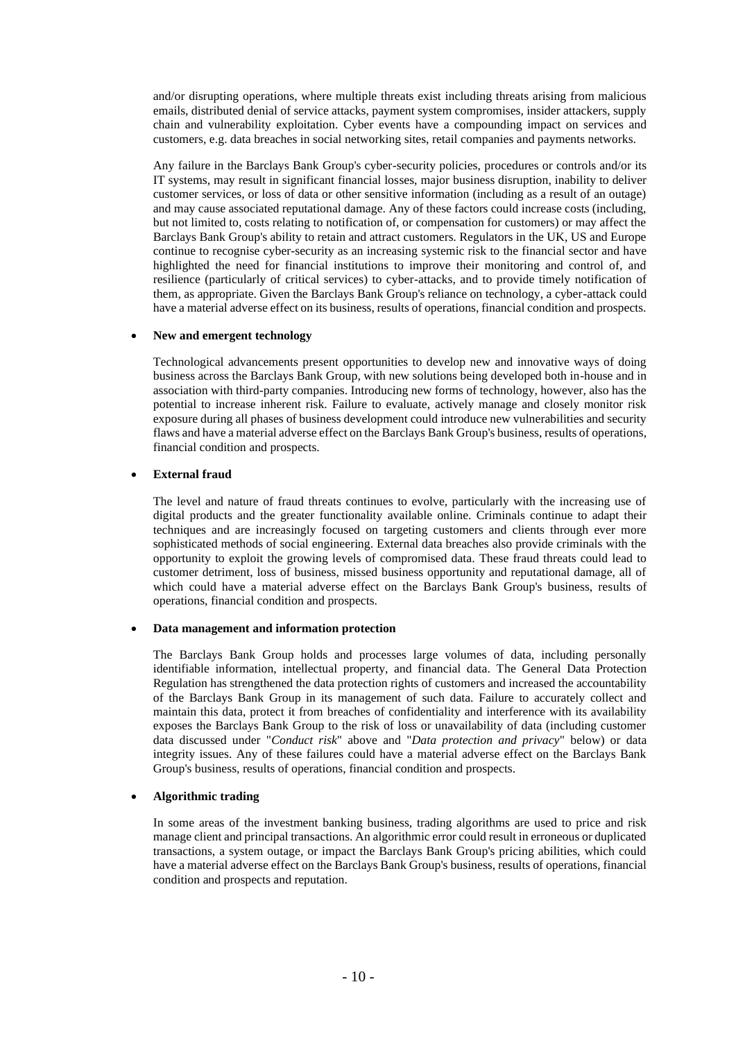and/or disrupting operations, where multiple threats exist including threats arising from malicious emails, distributed denial of service attacks, payment system compromises, insider attackers, supply chain and vulnerability exploitation. Cyber events have a compounding impact on services and customers, e.g. data breaches in social networking sites, retail companies and payments networks.

Any failure in the Barclays Bank Group's cyber-security policies, procedures or controls and/or its IT systems, may result in significant financial losses, major business disruption, inability to deliver customer services, or loss of data or other sensitive information (including as a result of an outage) and may cause associated reputational damage. Any of these factors could increase costs (including, but not limited to, costs relating to notification of, or compensation for customers) or may affect the Barclays Bank Group's ability to retain and attract customers. Regulators in the UK, US and Europe continue to recognise cyber-security as an increasing systemic risk to the financial sector and have highlighted the need for financial institutions to improve their monitoring and control of, and resilience (particularly of critical services) to cyber-attacks, and to provide timely notification of them, as appropriate. Given the Barclays Bank Group's reliance on technology, a cyber-attack could have a material adverse effect on its business, results of operations, financial condition and prospects.

- **New and emergent technology**

  Technological advancements present opportunities to develop new and innovative ways of doing business across the Barclays Bank Group, with new solutions being developed both in-house and in association with third-party companies. Introducing new forms of technology, however, also has the potential to increase inherent risk. Failure to evaluate, actively manage and closely monitor risk exposure during all phases of business development could introduce new vulnerabilities and security flaws and have a material adverse effect on the Barclays Bank Group's business, results of operations, financial condition and prospects.

- **External fraud**

  The level and nature of fraud threats continues to evolve, particularly with the increasing use of digital products and the greater functionality available online. Criminals continue to adapt their techniques and are increasingly focused on targeting customers and clients through ever more sophisticated methods of social engineering. External data breaches also provide criminals with the opportunity to exploit the growing levels of compromised data. These fraud threats could lead to customer detriment, loss of business, missed business opportunity and reputational damage, all of which could have a material adverse effect on the Barclays Bank Group's business, results of operations, financial condition and prospects.

- **Data management and information protection**

  The Barclays Bank Group holds and processes large volumes of data, including personally identifiable information, intellectual property, and financial data. The General Data Protection Regulation has strengthened the data protection rights of customers and increased the accountability of the Barclays Bank Group in its management of such data. Failure to accurately collect and maintain this data, protect it from breaches of confidentiality and interference with its availability exposes the Barclays Bank Group to the risk of loss or unavailability of data (including customer data discussed under "*Conduct risk*" above and "*Data protection and privacy*" below) or data integrity issues. Any of these failures could have a material adverse effect on the Barclays Bank Group's business, results of operations, financial condition and prospects.

- **Algorithmic trading**

  In some areas of the investment banking business, trading algorithms are used to price and risk manage client and principal transactions. An algorithmic error could result in erroneous or duplicated transactions, a system outage, or impact the Barclays Bank Group's pricing abilities, which could have a material adverse effect on the Barclays Bank Group's business, results of operations, financial condition and prospects and reputation.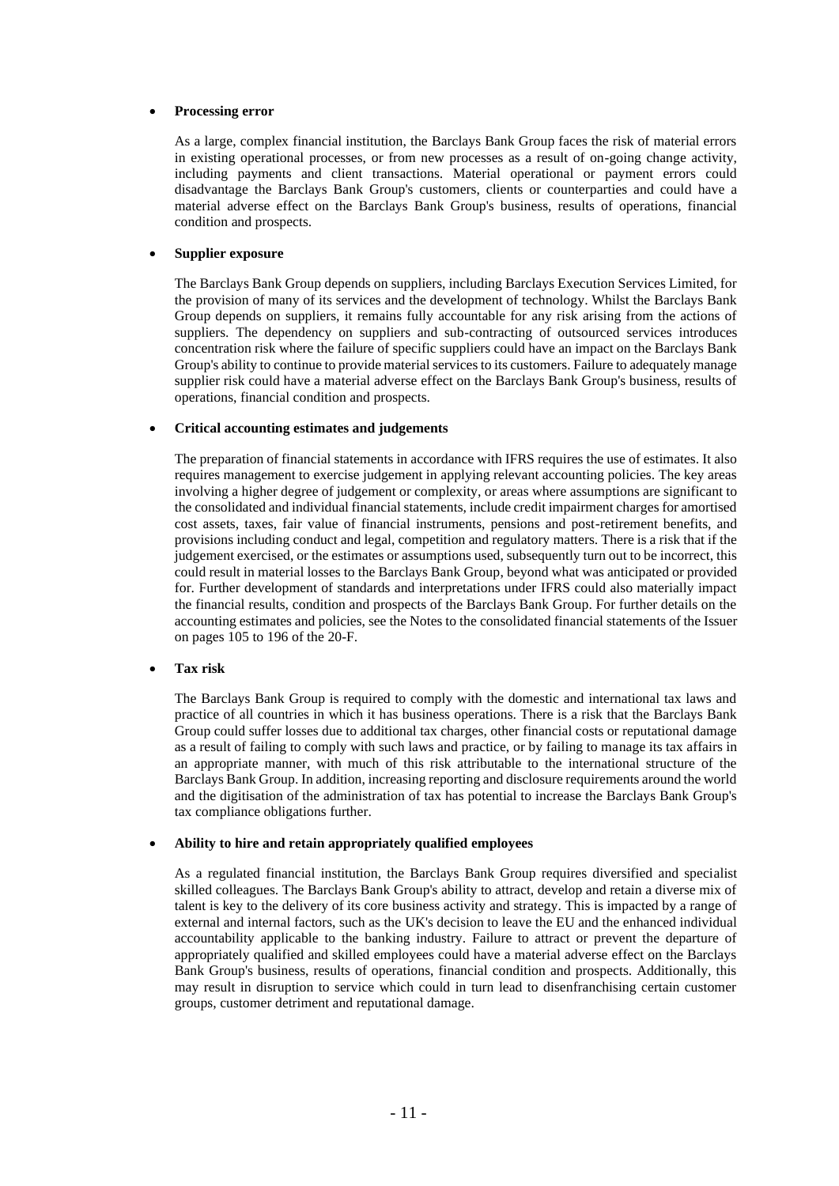- **Processing error**

  As a large, complex financial institution, the Barclays Bank Group faces the risk of material errors in existing operational processes, or from new processes as a result of on-going change activity, including payments and client transactions. Material operational or payment errors could disadvantage the Barclays Bank Group's customers, clients or counterparties and could have a material adverse effect on the Barclays Bank Group's business, results of operations, financial condition and prospects.

- **Supplier exposure**

  The Barclays Bank Group depends on suppliers, including Barclays Execution Services Limited, for the provision of many of its services and the development of technology. Whilst the Barclays Bank Group depends on suppliers, it remains fully accountable for any risk arising from the actions of suppliers. The dependency on suppliers and sub-contracting of outsourced services introduces concentration risk where the failure of specific suppliers could have an impact on the Barclays Bank Group's ability to continue to provide material services to its customers. Failure to adequately manage supplier risk could have a material adverse effect on the Barclays Bank Group's business, results of operations, financial condition and prospects.

- **Critical accounting estimates and judgements**

  The preparation of financial statements in accordance with IFRS requires the use of estimates. It also requires management to exercise judgement in applying relevant accounting policies. The key areas involving a higher degree of judgement or complexity, or areas where assumptions are significant to the consolidated and individual financial statements, include credit impairment charges for amortised cost assets, taxes, fair value of financial instruments, pensions and post-retirement benefits, and provisions including conduct and legal, competition and regulatory matters. There is a risk that if the judgement exercised, or the estimates or assumptions used, subsequently turn out to be incorrect, this could result in material losses to the Barclays Bank Group, beyond what was anticipated or provided for. Further development of standards and interpretations under IFRS could also materially impact the financial results, condition and prospects of the Barclays Bank Group. For further details on the accounting estimates and policies, see the Notes to the consolidated financial statements of the Issuer on pages 105 to 196 of the 20-F.

- **Tax risk**

  The Barclays Bank Group is required to comply with the domestic and international tax laws and practice of all countries in which it has business operations. There is a risk that the Barclays Bank Group could suffer losses due to additional tax charges, other financial costs or reputational damage as a result of failing to comply with such laws and practice, or by failing to manage its tax affairs in an appropriate manner, with much of this risk attributable to the international structure of the Barclays Bank Group. In addition, increasing reporting and disclosure requirements around the world and the digitisation of the administration of tax has potential to increase the Barclays Bank Group's tax compliance obligations further.

- **Ability to hire and retain appropriately qualified employees**

  As a regulated financial institution, the Barclays Bank Group requires diversified and specialist skilled colleagues. The Barclays Bank Group's ability to attract, develop and retain a diverse mix of talent is key to the delivery of its core business activity and strategy. This is impacted by a range of external and internal factors, such as the UK's decision to leave the EU and the enhanced individual accountability applicable to the banking industry. Failure to attract or prevent the departure of appropriately qualified and skilled employees could have a material adverse effect on the Barclays Bank Group's business, results of operations, financial condition and prospects. Additionally, this may result in disruption to service which could in turn lead to disenfranchising certain customer groups, customer detriment and reputational damage.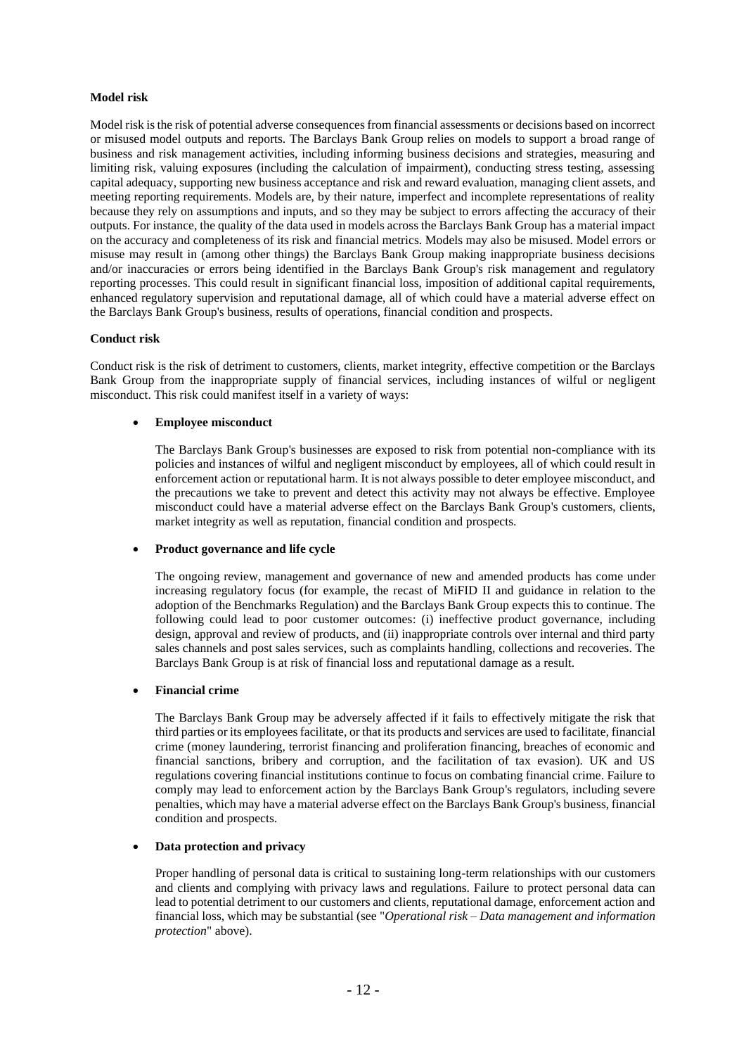**Model risk**

Model risk is the risk of potential adverse consequences from financial assessments or decisions based on incorrect or misused model outputs and reports. The Barclays Bank Group relies on models to support a broad range of business and risk management activities, including informing business decisions and strategies, measuring and limiting risk, valuing exposures (including the calculation of impairment), conducting stress testing, assessing capital adequacy, supporting new business acceptance and risk and reward evaluation, managing client assets, and meeting reporting requirements. Models are, by their nature, imperfect and incomplete representations of reality because they rely on assumptions and inputs, and so they may be subject to errors affecting the accuracy of their outputs. For instance, the quality of the data used in models across the Barclays Bank Group has a material impact on the accuracy and completeness of its risk and financial metrics. Models may also be misused. Model errors or misuse may result in (among other things) the Barclays Bank Group making inappropriate business decisions and/or inaccuracies or errors being identified in the Barclays Bank Group's risk management and regulatory reporting processes. This could result in significant financial loss, imposition of additional capital requirements, enhanced regulatory supervision and reputational damage, all of which could have a material adverse effect on the Barclays Bank Group's business, results of operations, financial condition and prospects.

**Conduct risk**

Conduct risk is the risk of detriment to customers, clients, market integrity, effective competition or the Barclays Bank Group from the inappropriate supply of financial services, including instances of wilful or negligent misconduct. This risk could manifest itself in a variety of ways:

- **Employee misconduct**

  The Barclays Bank Group's businesses are exposed to risk from potential non-compliance with its policies and instances of wilful and negligent misconduct by employees, all of which could result in enforcement action or reputational harm. It is not always possible to deter employee misconduct, and the precautions we take to prevent and detect this activity may not always be effective. Employee misconduct could have a material adverse effect on the Barclays Bank Group's customers, clients, market integrity as well as reputation, financial condition and prospects.

- **Product governance and life cycle**

  The ongoing review, management and governance of new and amended products has come under increasing regulatory focus (for example, the recast of MiFID II and guidance in relation to the adoption of the Benchmarks Regulation) and the Barclays Bank Group expects this to continue. The following could lead to poor customer outcomes: (i) ineffective product governance, including design, approval and review of products, and (ii) inappropriate controls over internal and third party sales channels and post sales services, such as complaints handling, collections and recoveries. The Barclays Bank Group is at risk of financial loss and reputational damage as a result.

- **Financial crime**

  The Barclays Bank Group may be adversely affected if it fails to effectively mitigate the risk that third parties or its employees facilitate, or that its products and services are used to facilitate, financial crime (money laundering, terrorist financing and proliferation financing, breaches of economic and financial sanctions, bribery and corruption, and the facilitation of tax evasion). UK and US regulations covering financial institutions continue to focus on combating financial crime. Failure to comply may lead to enforcement action by the Barclays Bank Group's regulators, including severe penalties, which may have a material adverse effect on the Barclays Bank Group's business, financial condition and prospects.

- **Data protection and privacy**

  Proper handling of personal data is critical to sustaining long-term relationships with our customers and clients and complying with privacy laws and regulations. Failure to protect personal data can lead to potential detriment to our customers and clients, reputational damage, enforcement action and financial loss, which may be substantial (see "*Operational risk – Data management and information protection*" above).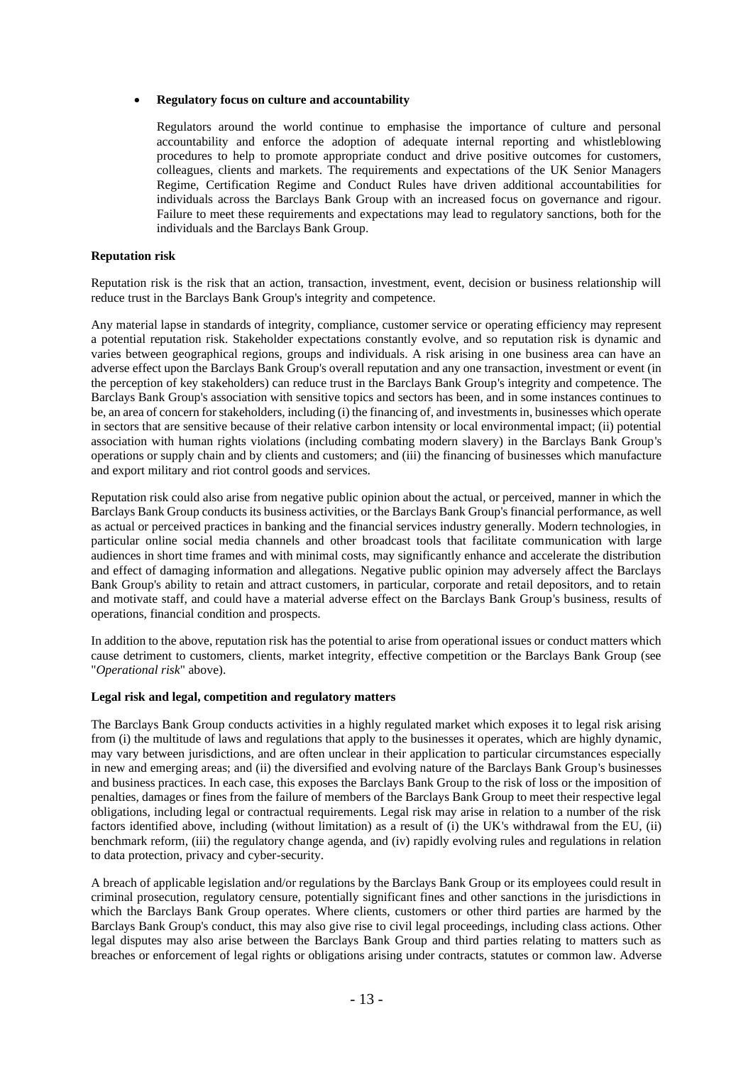- **Regulatory focus on culture and accountability**

  Regulators around the world continue to emphasise the importance of culture and personal accountability and enforce the adoption of adequate internal reporting and whistleblowing procedures to help to promote appropriate conduct and drive positive outcomes for customers, colleagues, clients and markets. The requirements and expectations of the UK Senior Managers Regime, Certification Regime and Conduct Rules have driven additional accountabilities for individuals across the Barclays Bank Group with an increased focus on governance and rigour. Failure to meet these requirements and expectations may lead to regulatory sanctions, both for the individuals and the Barclays Bank Group.

**Reputation risk**

Reputation risk is the risk that an action, transaction, investment, event, decision or business relationship will reduce trust in the Barclays Bank Group's integrity and competence.

Any material lapse in standards of integrity, compliance, customer service or operating efficiency may represent a potential reputation risk. Stakeholder expectations constantly evolve, and so reputation risk is dynamic and varies between geographical regions, groups and individuals. A risk arising in one business area can have an adverse effect upon the Barclays Bank Group's overall reputation and any one transaction, investment or event (in the perception of key stakeholders) can reduce trust in the Barclays Bank Group's integrity and competence. The Barclays Bank Group's association with sensitive topics and sectors has been, and in some instances continues to be, an area of concern for stakeholders, including (i) the financing of, and investments in, businesses which operate in sectors that are sensitive because of their relative carbon intensity or local environmental impact; (ii) potential association with human rights violations (including combating modern slavery) in the Barclays Bank Group's operations or supply chain and by clients and customers; and (iii) the financing of businesses which manufacture and export military and riot control goods and services.

Reputation risk could also arise from negative public opinion about the actual, or perceived, manner in which the Barclays Bank Group conducts its business activities, or the Barclays Bank Group's financial performance, as well as actual or perceived practices in banking and the financial services industry generally. Modern technologies, in particular online social media channels and other broadcast tools that facilitate communication with large audiences in short time frames and with minimal costs, may significantly enhance and accelerate the distribution and effect of damaging information and allegations. Negative public opinion may adversely affect the Barclays Bank Group's ability to retain and attract customers, in particular, corporate and retail depositors, and to retain and motivate staff, and could have a material adverse effect on the Barclays Bank Group's business, results of operations, financial condition and prospects.

In addition to the above, reputation risk has the potential to arise from operational issues or conduct matters which cause detriment to customers, clients, market integrity, effective competition or the Barclays Bank Group (see "*Operational risk*" above).

**Legal risk and legal, competition and regulatory matters**

The Barclays Bank Group conducts activities in a highly regulated market which exposes it to legal risk arising from (i) the multitude of laws and regulations that apply to the businesses it operates, which are highly dynamic, may vary between jurisdictions, and are often unclear in their application to particular circumstances especially in new and emerging areas; and (ii) the diversified and evolving nature of the Barclays Bank Group's businesses and business practices. In each case, this exposes the Barclays Bank Group to the risk of loss or the imposition of penalties, damages or fines from the failure of members of the Barclays Bank Group to meet their respective legal obligations, including legal or contractual requirements. Legal risk may arise in relation to a number of the risk factors identified above, including (without limitation) as a result of (i) the UK's withdrawal from the EU, (ii) benchmark reform, (iii) the regulatory change agenda, and (iv) rapidly evolving rules and regulations in relation to data protection, privacy and cyber-security.

A breach of applicable legislation and/or regulations by the Barclays Bank Group or its employees could result in criminal prosecution, regulatory censure, potentially significant fines and other sanctions in the jurisdictions in which the Barclays Bank Group operates. Where clients, customers or other third parties are harmed by the Barclays Bank Group's conduct, this may also give rise to civil legal proceedings, including class actions. Other legal disputes may also arise between the Barclays Bank Group and third parties relating to matters such as breaches or enforcement of legal rights or obligations arising under contracts, statutes or common law. Adverse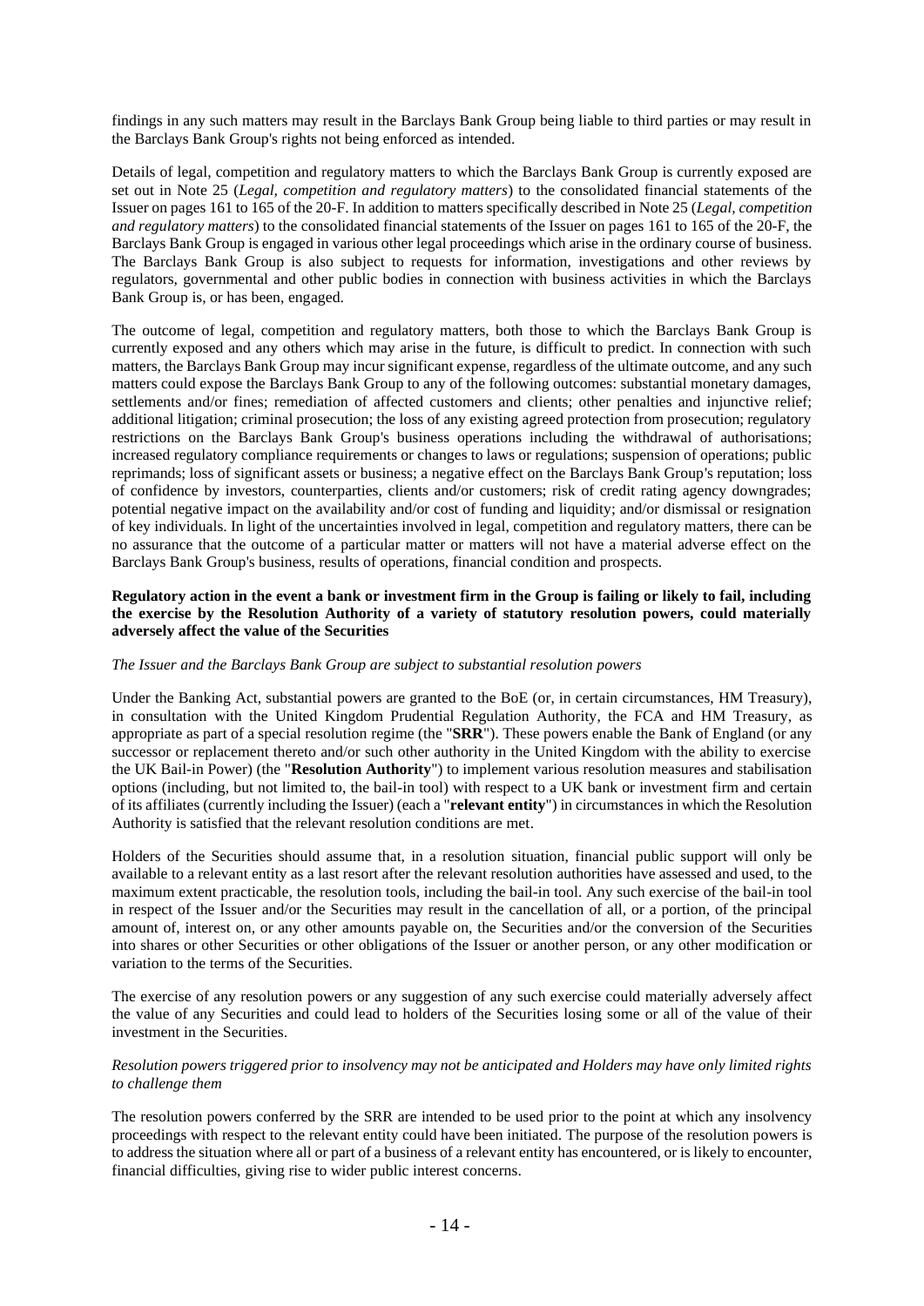findings in any such matters may result in the Barclays Bank Group being liable to third parties or may result in the Barclays Bank Group's rights not being enforced as intended.

Details of legal, competition and regulatory matters to which the Barclays Bank Group is currently exposed are set out in Note 25 (*Legal, competition and regulatory matters*) to the consolidated financial statements of the Issuer on pages 161 to 165 of the 20-F. In addition to matters specifically described in Note 25 (*Legal, competition and regulatory matters*) to the consolidated financial statements of the Issuer on pages 161 to 165 of the 20-F, the Barclays Bank Group is engaged in various other legal proceedings which arise in the ordinary course of business. The Barclays Bank Group is also subject to requests for information, investigations and other reviews by regulators, governmental and other public bodies in connection with business activities in which the Barclays Bank Group is, or has been, engaged.

The outcome of legal, competition and regulatory matters, both those to which the Barclays Bank Group is currently exposed and any others which may arise in the future, is difficult to predict. In connection with such matters, the Barclays Bank Group may incur significant expense, regardless of the ultimate outcome, and any such matters could expose the Barclays Bank Group to any of the following outcomes: substantial monetary damages, settlements and/or fines; remediation of affected customers and clients; other penalties and injunctive relief; additional litigation; criminal prosecution; the loss of any existing agreed protection from prosecution; regulatory restrictions on the Barclays Bank Group's business operations including the withdrawal of authorisations; increased regulatory compliance requirements or changes to laws or regulations; suspension of operations; public reprimands; loss of significant assets or business; a negative effect on the Barclays Bank Group's reputation; loss of confidence by investors, counterparties, clients and/or customers; risk of credit rating agency downgrades; potential negative impact on the availability and/or cost of funding and liquidity; and/or dismissal or resignation of key individuals. In light of the uncertainties involved in legal, competition and regulatory matters, there can be no assurance that the outcome of a particular matter or matters will not have a material adverse effect on the Barclays Bank Group's business, results of operations, financial condition and prospects.

**Regulatory action in the event a bank or investment firm in the Group is failing or likely to fail, including the exercise by the Resolution Authority of a variety of statutory resolution powers, could materially adversely affect the value of the Securities**

*The Issuer and the Barclays Bank Group are subject to substantial resolution powers*

Under the Banking Act, substantial powers are granted to the BoE (or, in certain circumstances, HM Treasury), in consultation with the United Kingdom Prudential Regulation Authority, the FCA and HM Treasury, as appropriate as part of a special resolution regime (the "**SRR**"). These powers enable the Bank of England (or any successor or replacement thereto and/or such other authority in the United Kingdom with the ability to exercise the UK Bail-in Power) (the "**Resolution Authority**") to implement various resolution measures and stabilisation options (including, but not limited to, the bail-in tool) with respect to a UK bank or investment firm and certain of its affiliates (currently including the Issuer) (each a "**relevant entity**") in circumstances in which the Resolution Authority is satisfied that the relevant resolution conditions are met.

Holders of the Securities should assume that, in a resolution situation, financial public support will only be available to a relevant entity as a last resort after the relevant resolution authorities have assessed and used, to the maximum extent practicable, the resolution tools, including the bail-in tool. Any such exercise of the bail-in tool in respect of the Issuer and/or the Securities may result in the cancellation of all, or a portion, of the principal amount of, interest on, or any other amounts payable on, the Securities and/or the conversion of the Securities into shares or other Securities or other obligations of the Issuer or another person, or any other modification or variation to the terms of the Securities.

The exercise of any resolution powers or any suggestion of any such exercise could materially adversely affect the value of any Securities and could lead to holders of the Securities losing some or all of the value of their investment in the Securities.

*Resolution powers triggered prior to insolvency may not be anticipated and Holders may have only limited rights to challenge them*

The resolution powers conferred by the SRR are intended to be used prior to the point at which any insolvency proceedings with respect to the relevant entity could have been initiated. The purpose of the resolution powers is to address the situation where all or part of a business of a relevant entity has encountered, or is likely to encounter, financial difficulties, giving rise to wider public interest concerns.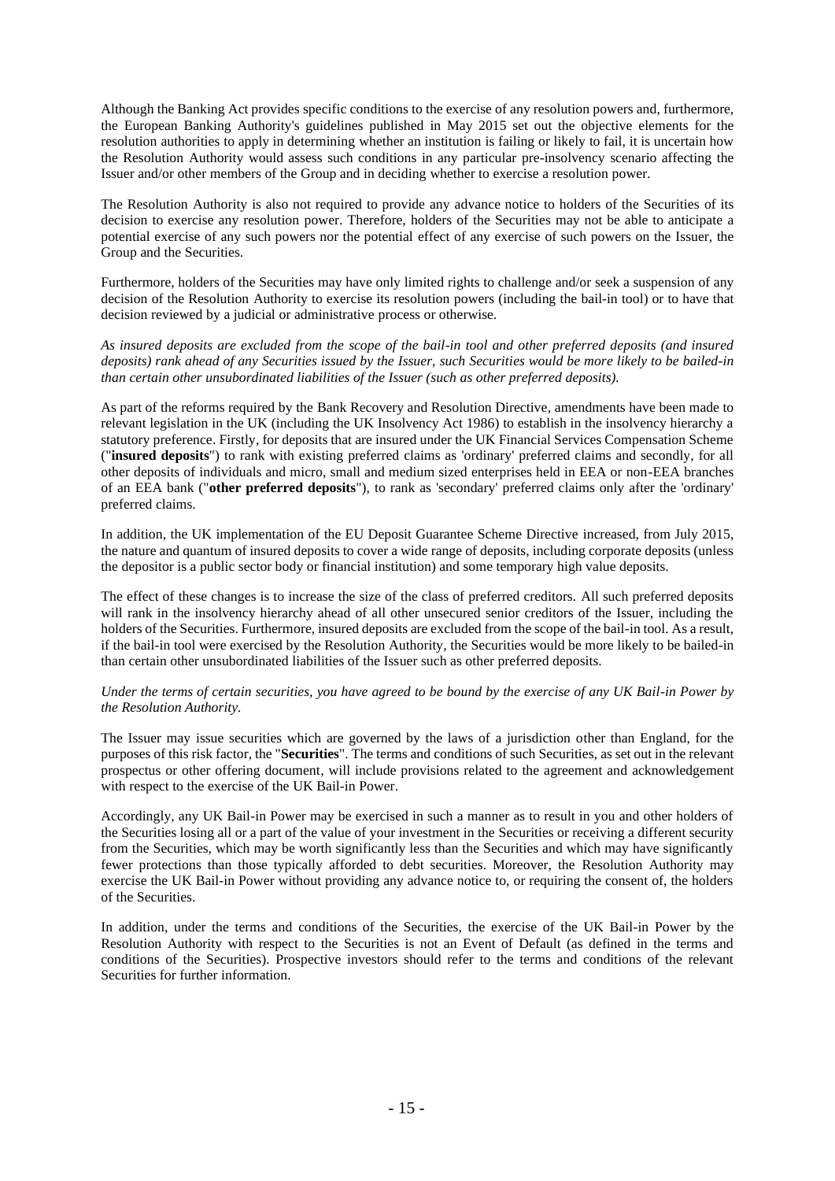Although the Banking Act provides specific conditions to the exercise of any resolution powers and, furthermore, the European Banking Authority's guidelines published in May 2015 set out the objective elements for the resolution authorities to apply in determining whether an institution is failing or likely to fail, it is uncertain how the Resolution Authority would assess such conditions in any particular pre-insolvency scenario affecting the Issuer and/or other members of the Group and in deciding whether to exercise a resolution power.

The Resolution Authority is also not required to provide any advance notice to holders of the Securities of its decision to exercise any resolution power. Therefore, holders of the Securities may not be able to anticipate a potential exercise of any such powers nor the potential effect of any exercise of such powers on the Issuer, the Group and the Securities.

Furthermore, holders of the Securities may have only limited rights to challenge and/or seek a suspension of any decision of the Resolution Authority to exercise its resolution powers (including the bail-in tool) or to have that decision reviewed by a judicial or administrative process or otherwise.

*As insured deposits are excluded from the scope of the bail-in tool and other preferred deposits (and insured deposits) rank ahead of any Securities issued by the Issuer, such Securities would be more likely to be bailed-in than certain other unsubordinated liabilities of the Issuer (such as other preferred deposits).*

As part of the reforms required by the Bank Recovery and Resolution Directive, amendments have been made to relevant legislation in the UK (including the UK Insolvency Act 1986) to establish in the insolvency hierarchy a statutory preference. Firstly, for deposits that are insured under the UK Financial Services Compensation Scheme ("**insured deposits**") to rank with existing preferred claims as 'ordinary' preferred claims and secondly, for all other deposits of individuals and micro, small and medium sized enterprises held in EEA or non-EEA branches of an EEA bank ("**other preferred deposits**"), to rank as 'secondary' preferred claims only after the 'ordinary' preferred claims.

In addition, the UK implementation of the EU Deposit Guarantee Scheme Directive increased, from July 2015, the nature and quantum of insured deposits to cover a wide range of deposits, including corporate deposits (unless the depositor is a public sector body or financial institution) and some temporary high value deposits.

The effect of these changes is to increase the size of the class of preferred creditors. All such preferred deposits will rank in the insolvency hierarchy ahead of all other unsecured senior creditors of the Issuer, including the holders of the Securities. Furthermore, insured deposits are excluded from the scope of the bail-in tool. As a result, if the bail-in tool were exercised by the Resolution Authority, the Securities would be more likely to be bailed-in than certain other unsubordinated liabilities of the Issuer such as other preferred deposits.

*Under the terms of certain securities, you have agreed to be bound by the exercise of any UK Bail-in Power by the Resolution Authority.*

The Issuer may issue securities which are governed by the laws of a jurisdiction other than England, for the purposes of this risk factor, the "**Securities**". The terms and conditions of such Securities, as set out in the relevant prospectus or other offering document, will include provisions related to the agreement and acknowledgement with respect to the exercise of the UK Bail-in Power.

Accordingly, any UK Bail-in Power may be exercised in such a manner as to result in you and other holders of the Securities losing all or a part of the value of your investment in the Securities or receiving a different security from the Securities, which may be worth significantly less than the Securities and which may have significantly fewer protections than those typically afforded to debt securities. Moreover, the Resolution Authority may exercise the UK Bail-in Power without providing any advance notice to, or requiring the consent of, the holders of the Securities.

In addition, under the terms and conditions of the Securities, the exercise of the UK Bail-in Power by the Resolution Authority with respect to the Securities is not an Event of Default (as defined in the terms and conditions of the Securities). Prospective investors should refer to the terms and conditions of the relevant Securities for further information.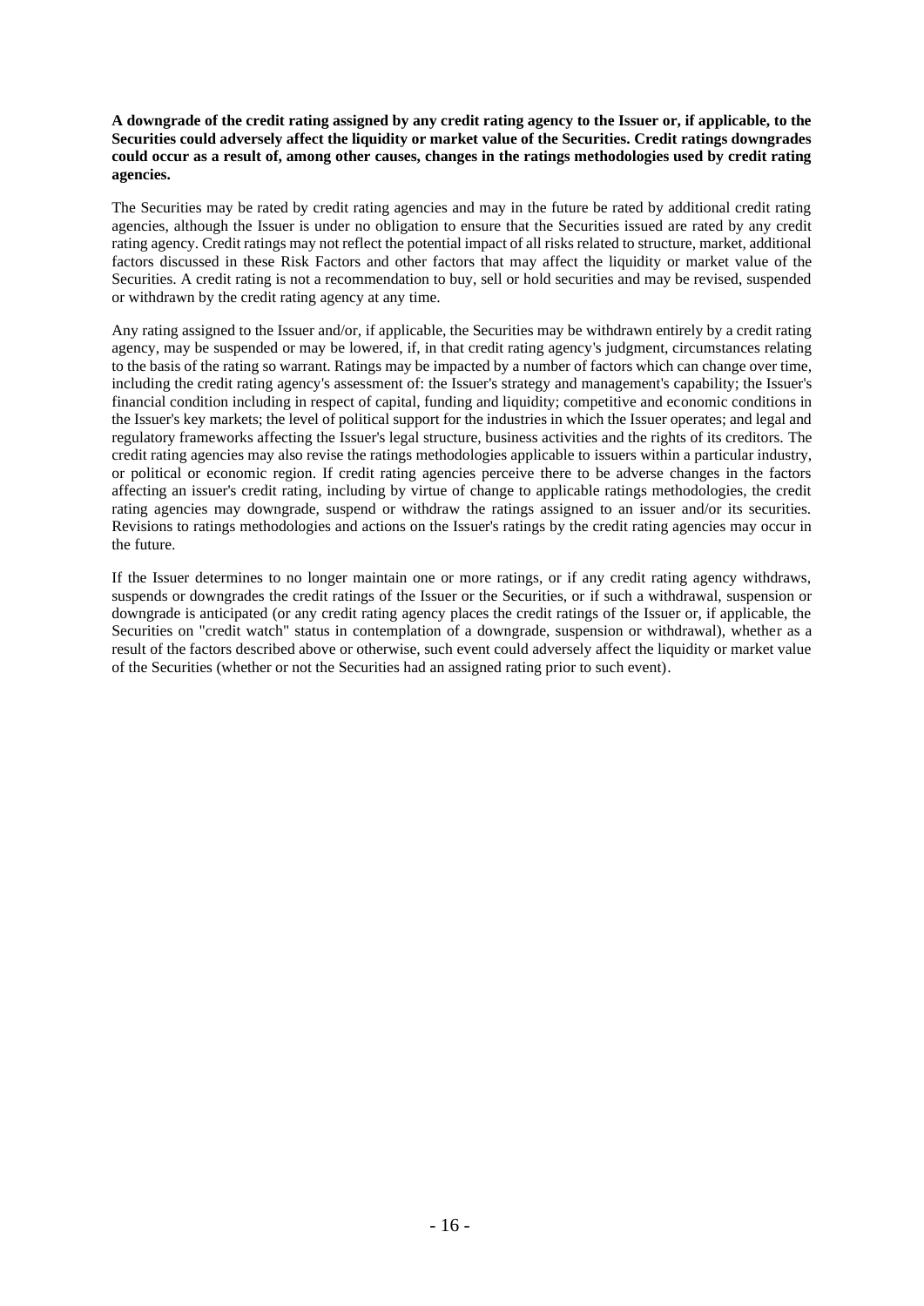**A downgrade of the credit rating assigned by any credit rating agency to the Issuer or, if applicable, to the Securities could adversely affect the liquidity or market value of the Securities. Credit ratings downgrades could occur as a result of, among other causes, changes in the ratings methodologies used by credit rating agencies.**

The Securities may be rated by credit rating agencies and may in the future be rated by additional credit rating agencies, although the Issuer is under no obligation to ensure that the Securities issued are rated by any credit rating agency. Credit ratings may not reflect the potential impact of all risks related to structure, market, additional factors discussed in these Risk Factors and other factors that may affect the liquidity or market value of the Securities. A credit rating is not a recommendation to buy, sell or hold securities and may be revised, suspended or withdrawn by the credit rating agency at any time.

Any rating assigned to the Issuer and/or, if applicable, the Securities may be withdrawn entirely by a credit rating agency, may be suspended or may be lowered, if, in that credit rating agency's judgment, circumstances relating to the basis of the rating so warrant. Ratings may be impacted by a number of factors which can change over time, including the credit rating agency's assessment of: the Issuer's strategy and management's capability; the Issuer's financial condition including in respect of capital, funding and liquidity; competitive and economic conditions in the Issuer's key markets; the level of political support for the industries in which the Issuer operates; and legal and regulatory frameworks affecting the Issuer's legal structure, business activities and the rights of its creditors. The credit rating agencies may also revise the ratings methodologies applicable to issuers within a particular industry, or political or economic region. If credit rating agencies perceive there to be adverse changes in the factors affecting an issuer's credit rating, including by virtue of change to applicable ratings methodologies, the credit rating agencies may downgrade, suspend or withdraw the ratings assigned to an issuer and/or its securities. Revisions to ratings methodologies and actions on the Issuer's ratings by the credit rating agencies may occur in the future.

If the Issuer determines to no longer maintain one or more ratings, or if any credit rating agency withdraws, suspends or downgrades the credit ratings of the Issuer or the Securities, or if such a withdrawal, suspension or downgrade is anticipated (or any credit rating agency places the credit ratings of the Issuer or, if applicable, the Securities on "credit watch" status in contemplation of a downgrade, suspension or withdrawal), whether as a result of the factors described above or otherwise, such event could adversely affect the liquidity or market value of the Securities (whether or not the Securities had an assigned rating prior to such event).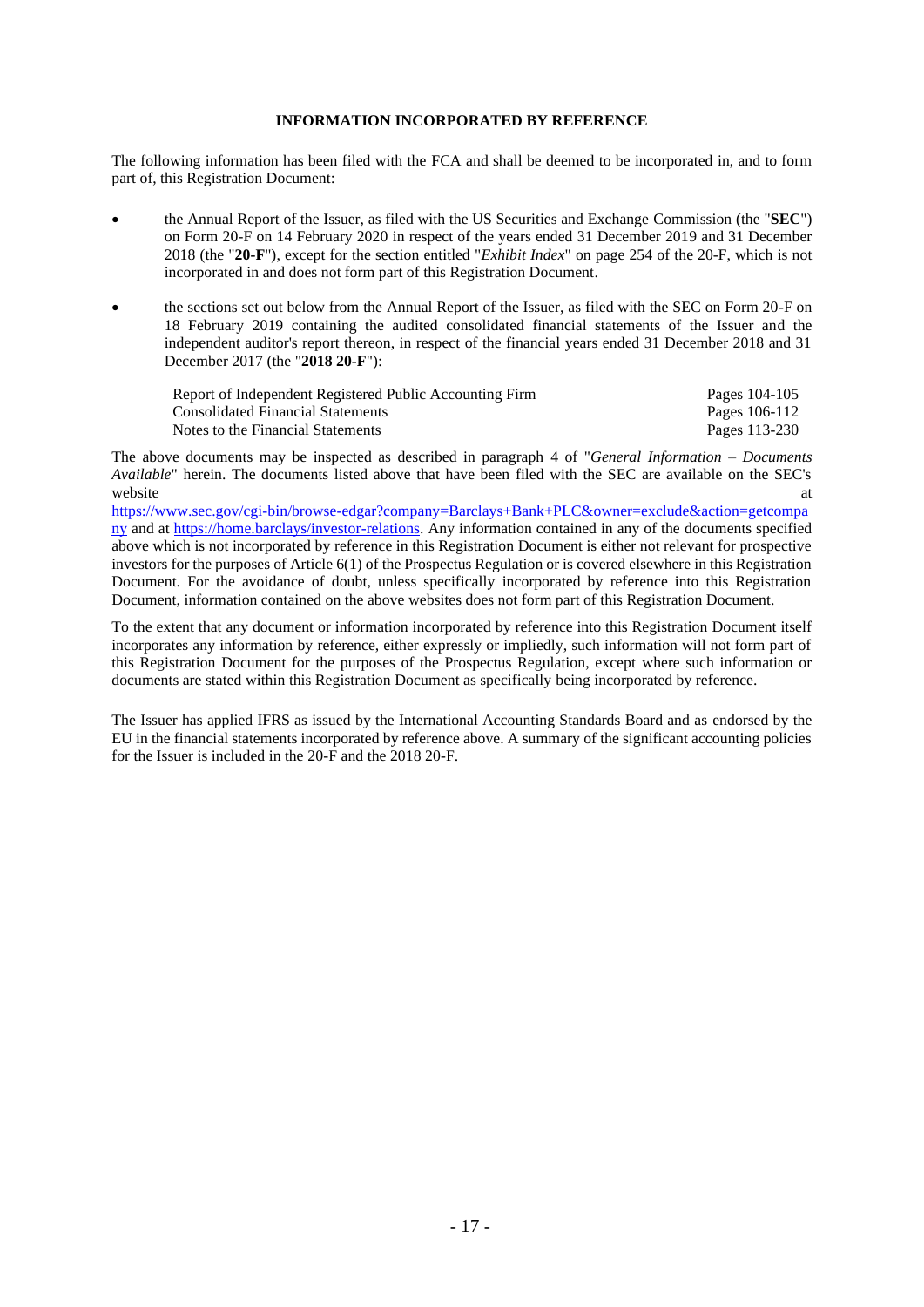## INFORMATION INCORPORATED BY REFERENCE

The following information has been filed with the FCA and shall be deemed to be incorporated in, and to form part of, this Registration Document:

- the Annual Report of the Issuer, as filed with the US Securities and Exchange Commission (the "**SEC**") on Form 20-F on 14 February 2020 in respect of the years ended 31 December 2019 and 31 December 2018 (the "**20-F**"), except for the section entitled "*Exhibit Index*" on page 254 of the 20-F, which is not incorporated in and does not form part of this Registration Document.

- the sections set out below from the Annual Report of the Issuer, as filed with the SEC on Form 20-F on 18 February 2019 containing the audited consolidated financial statements of the Issuer and the independent auditor's report thereon, in respect of the financial years ended 31 December 2018 and 31 December 2017 (the "**2018 20-F**"):

| | |
|---|---|
| Report of Independent Registered Public Accounting Firm | Pages 104-105 |
| Consolidated Financial Statements | Pages 106-112 |
| Notes to the Financial Statements | Pages 113-230 |

The above documents may be inspected as described in paragraph 4 of "*General Information – Documents Available*" herein. The documents listed above that have been filed with the SEC are available on the SEC's website at https://www.sec.gov/cgi-bin/browse-edgar?company=Barclays+Bank+PLC&owner=exclude&action=getcompany and at https://home.barclays/investor-relations. Any information contained in any of the documents specified above which is not incorporated by reference in this Registration Document is either not relevant for prospective investors for the purposes of Article 6(1) of the Prospectus Regulation or is covered elsewhere in this Registration Document. For the avoidance of doubt, unless specifically incorporated by reference into this Registration Document, information contained on the above websites does not form part of this Registration Document.

To the extent that any document or information incorporated by reference into this Registration Document itself incorporates any information by reference, either expressly or impliedly, such information will not form part of this Registration Document for the purposes of the Prospectus Regulation, except where such information or documents are stated within this Registration Document as specifically being incorporated by reference.

The Issuer has applied IFRS as issued by the International Accounting Standards Board and as endorsed by the EU in the financial statements incorporated by reference above. A summary of the significant accounting policies for the Issuer is included in the 20-F and the 2018 20-F.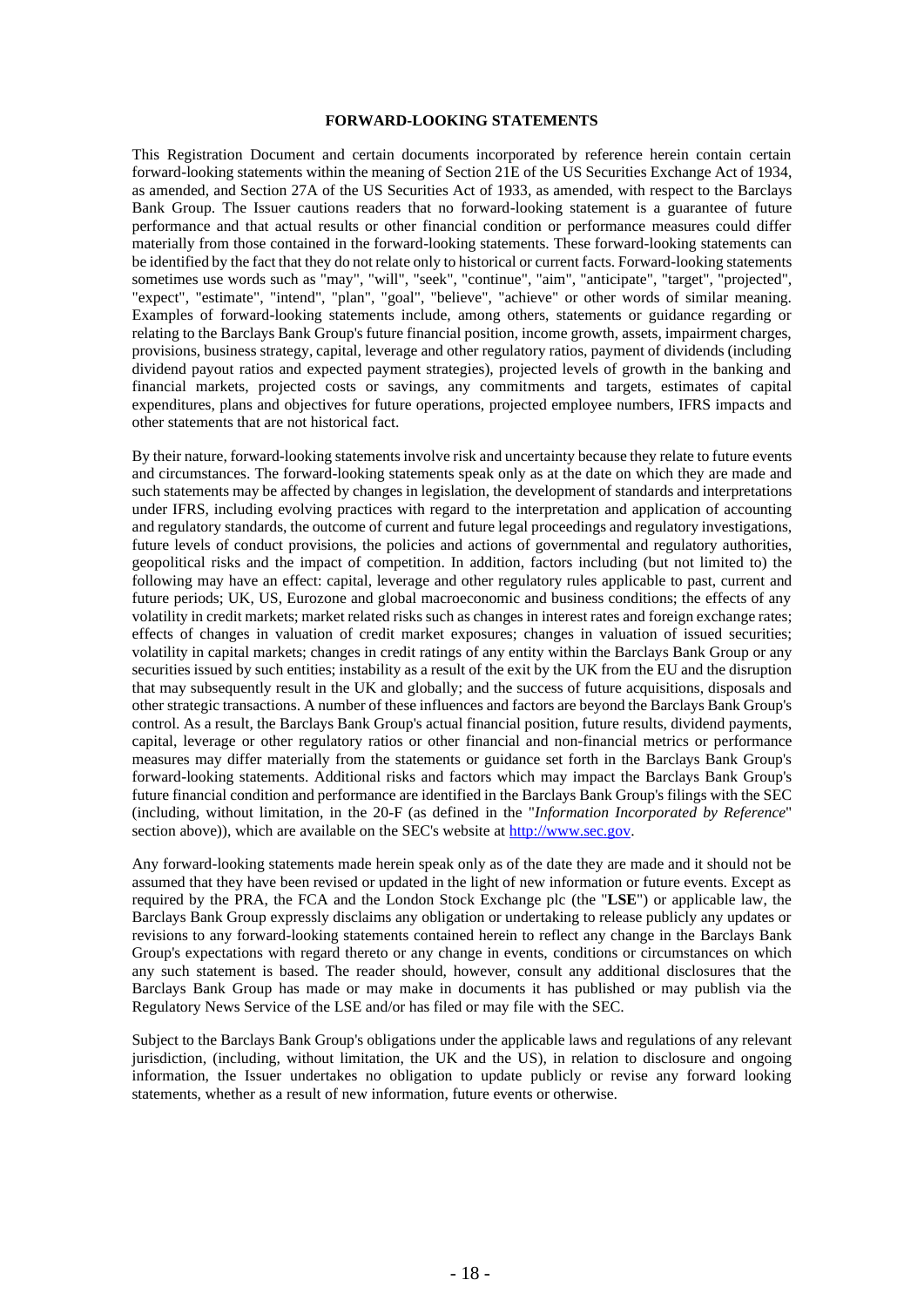## FORWARD-LOOKING STATEMENTS

This Registration Document and certain documents incorporated by reference herein contain certain forward-looking statements within the meaning of Section 21E of the US Securities Exchange Act of 1934, as amended, and Section 27A of the US Securities Act of 1933, as amended, with respect to the Barclays Bank Group. The Issuer cautions readers that no forward-looking statement is a guarantee of future performance and that actual results or other financial condition or performance measures could differ materially from those contained in the forward-looking statements. These forward-looking statements can be identified by the fact that they do not relate only to historical or current facts. Forward-looking statements sometimes use words such as "may", "will", "seek", "continue", "aim", "anticipate", "target", "projected", "expect", "estimate", "intend", "plan", "goal", "believe", "achieve" or other words of similar meaning. Examples of forward-looking statements include, among others, statements or guidance regarding or relating to the Barclays Bank Group's future financial position, income growth, assets, impairment charges, provisions, business strategy, capital, leverage and other regulatory ratios, payment of dividends (including dividend payout ratios and expected payment strategies), projected levels of growth in the banking and financial markets, projected costs or savings, any commitments and targets, estimates of capital expenditures, plans and objectives for future operations, projected employee numbers, IFRS impacts and other statements that are not historical fact.

By their nature, forward-looking statements involve risk and uncertainty because they relate to future events and circumstances. The forward-looking statements speak only as at the date on which they are made and such statements may be affected by changes in legislation, the development of standards and interpretations under IFRS, including evolving practices with regard to the interpretation and application of accounting and regulatory standards, the outcome of current and future legal proceedings and regulatory investigations, future levels of conduct provisions, the policies and actions of governmental and regulatory authorities, geopolitical risks and the impact of competition. In addition, factors including (but not limited to) the following may have an effect: capital, leverage and other regulatory rules applicable to past, current and future periods; UK, US, Eurozone and global macroeconomic and business conditions; the effects of any volatility in credit markets; market related risks such as changes in interest rates and foreign exchange rates; effects of changes in valuation of credit market exposures; changes in valuation of issued securities; volatility in capital markets; changes in credit ratings of any entity within the Barclays Bank Group or any securities issued by such entities; instability as a result of the exit by the UK from the EU and the disruption that may subsequently result in the UK and globally; and the success of future acquisitions, disposals and other strategic transactions. A number of these influences and factors are beyond the Barclays Bank Group's control. As a result, the Barclays Bank Group's actual financial position, future results, dividend payments, capital, leverage or other regulatory ratios or other financial and non-financial metrics or performance measures may differ materially from the statements or guidance set forth in the Barclays Bank Group's forward-looking statements. Additional risks and factors which may impact the Barclays Bank Group's future financial condition and performance are identified in the Barclays Bank Group's filings with the SEC (including, without limitation, in the 20-F (as defined in the "*Information Incorporated by Reference*" section above)), which are available on the SEC's website at http://www.sec.gov.

Any forward-looking statements made herein speak only as of the date they are made and it should not be assumed that they have been revised or updated in the light of new information or future events. Except as required by the PRA, the FCA and the London Stock Exchange plc (the "**LSE**") or applicable law, the Barclays Bank Group expressly disclaims any obligation or undertaking to release publicly any updates or revisions to any forward-looking statements contained herein to reflect any change in the Barclays Bank Group's expectations with regard thereto or any change in events, conditions or circumstances on which any such statement is based. The reader should, however, consult any additional disclosures that the Barclays Bank Group has made or may make in documents it has published or may publish via the Regulatory News Service of the LSE and/or has filed or may file with the SEC.

Subject to the Barclays Bank Group's obligations under the applicable laws and regulations of any relevant jurisdiction, (including, without limitation, the UK and the US), in relation to disclosure and ongoing information, the Issuer undertakes no obligation to update publicly or revise any forward looking statements, whether as a result of new information, future events or otherwise.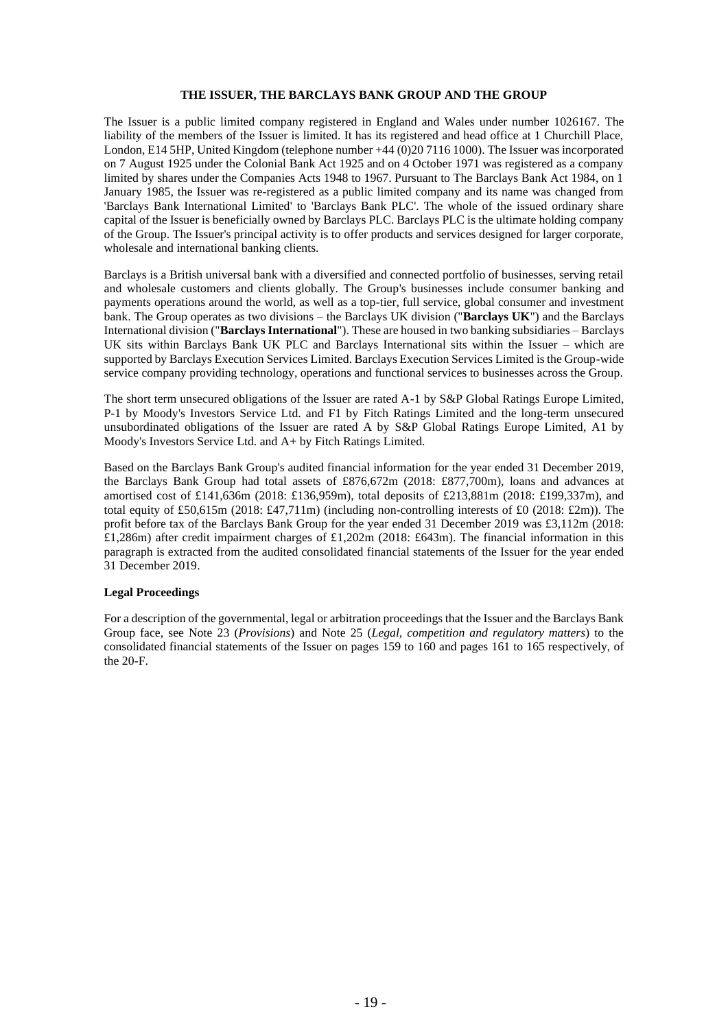## THE ISSUER, THE BARCLAYS BANK GROUP AND THE GROUP

The Issuer is a public limited company registered in England and Wales under number 1026167. The liability of the members of the Issuer is limited. It has its registered and head office at 1 Churchill Place, London, E14 5HP, United Kingdom (telephone number +44 (0)20 7116 1000). The Issuer was incorporated on 7 August 1925 under the Colonial Bank Act 1925 and on 4 October 1971 was registered as a company limited by shares under the Companies Acts 1948 to 1967. Pursuant to The Barclays Bank Act 1984, on 1 January 1985, the Issuer was re-registered as a public limited company and its name was changed from 'Barclays Bank International Limited' to 'Barclays Bank PLC'. The whole of the issued ordinary share capital of the Issuer is beneficially owned by Barclays PLC. Barclays PLC is the ultimate holding company of the Group. The Issuer's principal activity is to offer products and services designed for larger corporate, wholesale and international banking clients.

Barclays is a British universal bank with a diversified and connected portfolio of businesses, serving retail and wholesale customers and clients globally. The Group's businesses include consumer banking and payments operations around the world, as well as a top-tier, full service, global consumer and investment bank. The Group operates as two divisions – the Barclays UK division ("**Barclays UK**") and the Barclays International division ("**Barclays International**"). These are housed in two banking subsidiaries – Barclays UK sits within Barclays Bank UK PLC and Barclays International sits within the Issuer – which are supported by Barclays Execution Services Limited. Barclays Execution Services Limited is the Group-wide service company providing technology, operations and functional services to businesses across the Group.

The short term unsecured obligations of the Issuer are rated A-1 by S&P Global Ratings Europe Limited, P-1 by Moody's Investors Service Ltd. and F1 by Fitch Ratings Limited and the long-term unsecured unsubordinated obligations of the Issuer are rated A by S&P Global Ratings Europe Limited, A1 by Moody's Investors Service Ltd. and A+ by Fitch Ratings Limited.

Based on the Barclays Bank Group's audited financial information for the year ended 31 December 2019, the Barclays Bank Group had total assets of £876,672m (2018: £877,700m), loans and advances at amortised cost of £141,636m (2018: £136,959m), total deposits of £213,881m (2018: £199,337m), and total equity of £50,615m (2018: £47,711m) (including non-controlling interests of £0 (2018: £2m)). The profit before tax of the Barclays Bank Group for the year ended 31 December 2019 was £3,112m (2018: £1,286m) after credit impairment charges of £1,202m (2018: £643m). The financial information in this paragraph is extracted from the audited consolidated financial statements of the Issuer for the year ended 31 December 2019.

### Legal Proceedings

For a description of the governmental, legal or arbitration proceedings that the Issuer and the Barclays Bank Group face, see Note 23 (*Provisions*) and Note 25 (*Legal, competition and regulatory matters*) to the consolidated financial statements of the Issuer on pages 159 to 160 and pages 161 to 165 respectively, of the 20-F.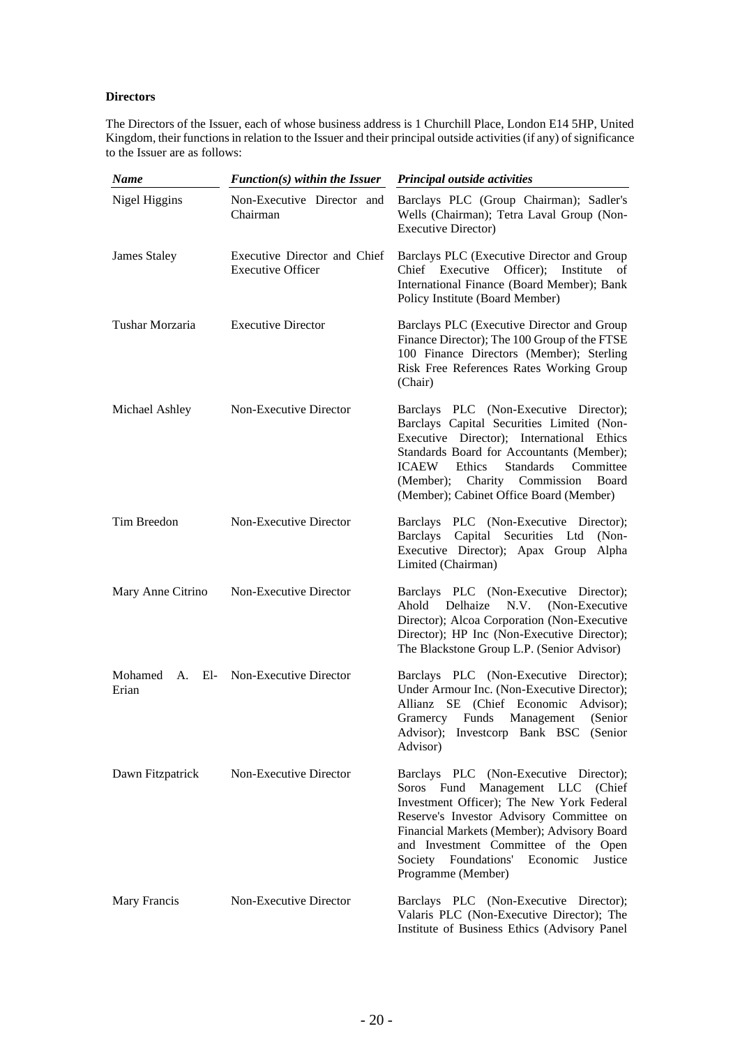**Directors**

The Directors of the Issuer, each of whose business address is 1 Churchill Place, London E14 5HP, United Kingdom, their functions in relation to the Issuer and their principal outside activities (if any) of significance to the Issuer are as follows:

| *Name* | *Function(s) within the Issuer* | *Principal outside activities* |
|---|---|---|
| Nigel Higgins | Non-Executive Director and Chairman | Barclays PLC (Group Chairman); Sadler's Wells (Chairman); Tetra Laval Group (Non-Executive Director) |
| James Staley | Executive Director and Chief Executive Officer | Barclays PLC (Executive Director and Group Chief Executive Officer); Institute of International Finance (Board Member); Bank Policy Institute (Board Member) |
| Tushar Morzaria | Executive Director | Barclays PLC (Executive Director and Group Finance Director); The 100 Group of the FTSE 100 Finance Directors (Member); Sterling Risk Free References Rates Working Group (Chair) |
| Michael Ashley | Non-Executive Director | Barclays PLC (Non-Executive Director); Barclays Capital Securities Limited (Non-Executive Director); International Ethics Standards Board for Accountants (Member); ICAEW Ethics Standards Committee (Member); Charity Commission Board (Member); Cabinet Office Board (Member) |
| Tim Breedon | Non-Executive Director | Barclays PLC (Non-Executive Director); Barclays Capital Securities Ltd (Non-Executive Director); Apax Group Alpha Limited (Chairman) |
| Mary Anne Citrino | Non-Executive Director | Barclays PLC (Non-Executive Director); Ahold Delhaize N.V. (Non-Executive Director); Alcoa Corporation (Non-Executive Director); HP Inc (Non-Executive Director); The Blackstone Group L.P. (Senior Advisor) |
| Mohamed A. El-Erian | Non-Executive Director | Barclays PLC (Non-Executive Director); Under Armour Inc. (Non-Executive Director); Allianz SE (Chief Economic Advisor); Gramercy Funds Management (Senior Advisor); Investcorp Bank BSC (Senior Advisor) |
| Dawn Fitzpatrick | Non-Executive Director | Barclays PLC (Non-Executive Director); Soros Fund Management LLC (Chief Investment Officer); The New York Federal Reserve's Investor Advisory Committee on Financial Markets (Member); Advisory Board and Investment Committee of the Open Society Foundations' Economic Justice Programme (Member) |
| Mary Francis | Non-Executive Director | Barclays PLC (Non-Executive Director); Valaris PLC (Non-Executive Director); The Institute of Business Ethics (Advisory Panel |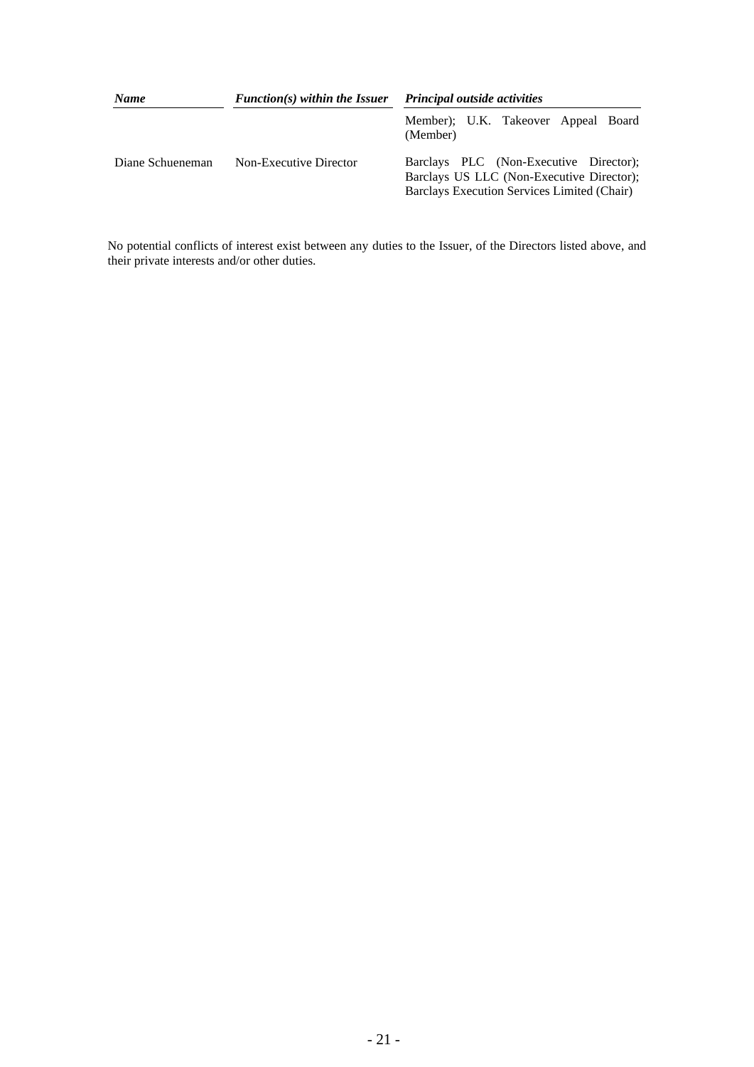| *Name* | *Function(s) within the Issuer* | *Principal outside activities* |
| --- | --- | --- |
| | | Member); U.K. Takeover Appeal Board (Member) |
| Diane Schueneman | Non-Executive Director | Barclays PLC (Non-Executive Director); Barclays US LLC (Non-Executive Director); Barclays Execution Services Limited (Chair) |

No potential conflicts of interest exist between any duties to the Issuer, of the Directors listed above, and their private interests and/or other duties.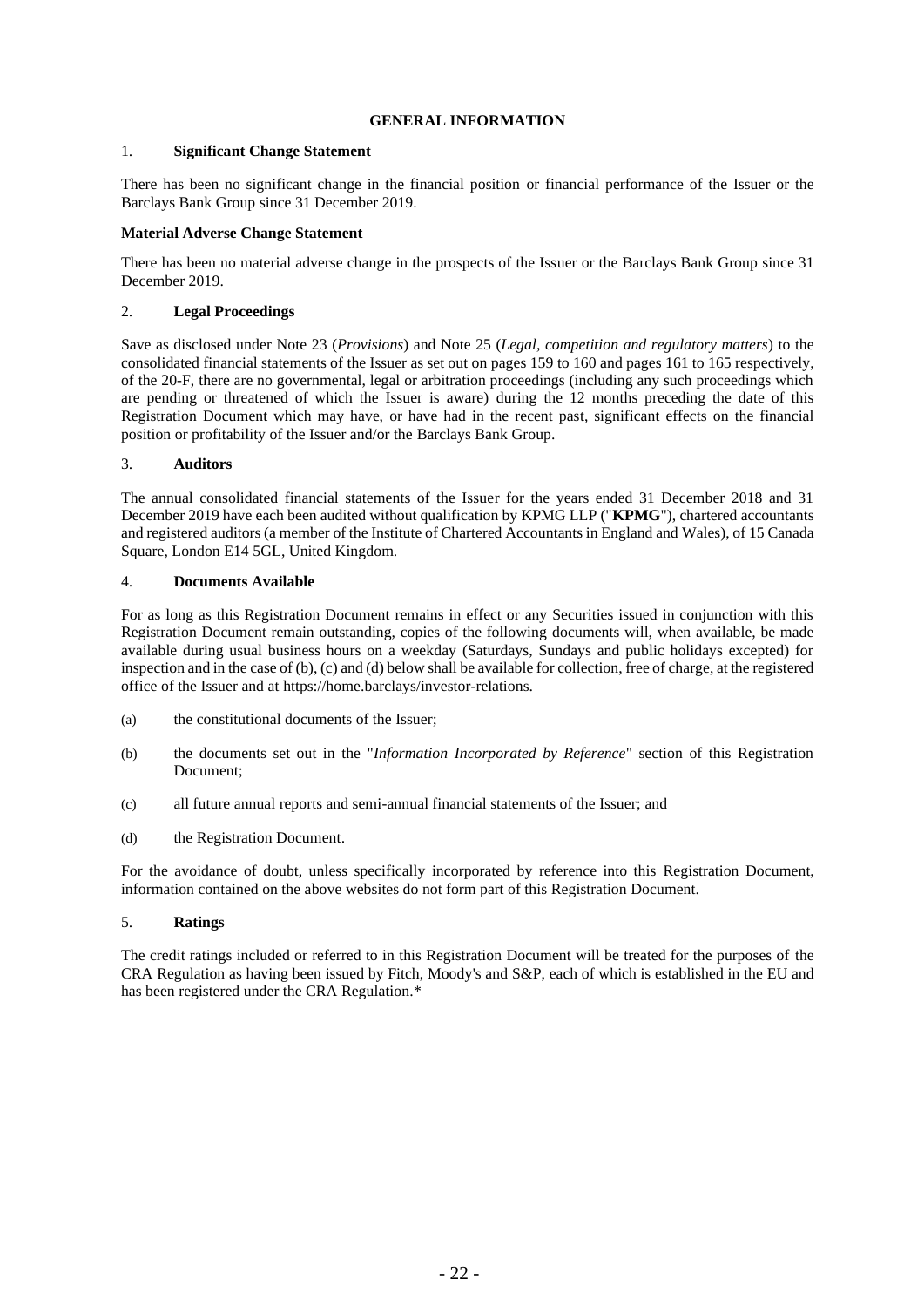# GENERAL INFORMATION

1. **Significant Change Statement**

There has been no significant change in the financial position or financial performance of the Issuer or the Barclays Bank Group since 31 December 2019.

**Material Adverse Change Statement**

There has been no material adverse change in the prospects of the Issuer or the Barclays Bank Group since 31 December 2019.

2. **Legal Proceedings**

Save as disclosed under Note 23 (*Provisions*) and Note 25 (*Legal, competition and regulatory matters*) to the consolidated financial statements of the Issuer as set out on pages 159 to 160 and pages 161 to 165 respectively, of the 20-F, there are no governmental, legal or arbitration proceedings (including any such proceedings which are pending or threatened of which the Issuer is aware) during the 12 months preceding the date of this Registration Document which may have, or have had in the recent past, significant effects on the financial position or profitability of the Issuer and/or the Barclays Bank Group.

3. **Auditors**

The annual consolidated financial statements of the Issuer for the years ended 31 December 2018 and 31 December 2019 have each been audited without qualification by KPMG LLP ("**KPMG**"), chartered accountants and registered auditors (a member of the Institute of Chartered Accountants in England and Wales), of 15 Canada Square, London E14 5GL, United Kingdom.

4. **Documents Available**

For as long as this Registration Document remains in effect or any Securities issued in conjunction with this Registration Document remain outstanding, copies of the following documents will, when available, be made available during usual business hours on a weekday (Saturdays, Sundays and public holidays excepted) for inspection and in the case of (b), (c) and (d) below shall be available for collection, free of charge, at the registered office of the Issuer and at https://home.barclays/investor-relations.

(a) the constitutional documents of the Issuer;

(b) the documents set out in the "*Information Incorporated by Reference*" section of this Registration Document;

(c) all future annual reports and semi-annual financial statements of the Issuer; and

(d) the Registration Document.

For the avoidance of doubt, unless specifically incorporated by reference into this Registration Document, information contained on the above websites do not form part of this Registration Document.

5. **Ratings**

The credit ratings included or referred to in this Registration Document will be treated for the purposes of the CRA Regulation as having been issued by Fitch, Moody's and S&P, each of which is established in the EU and has been registered under the CRA Regulation.*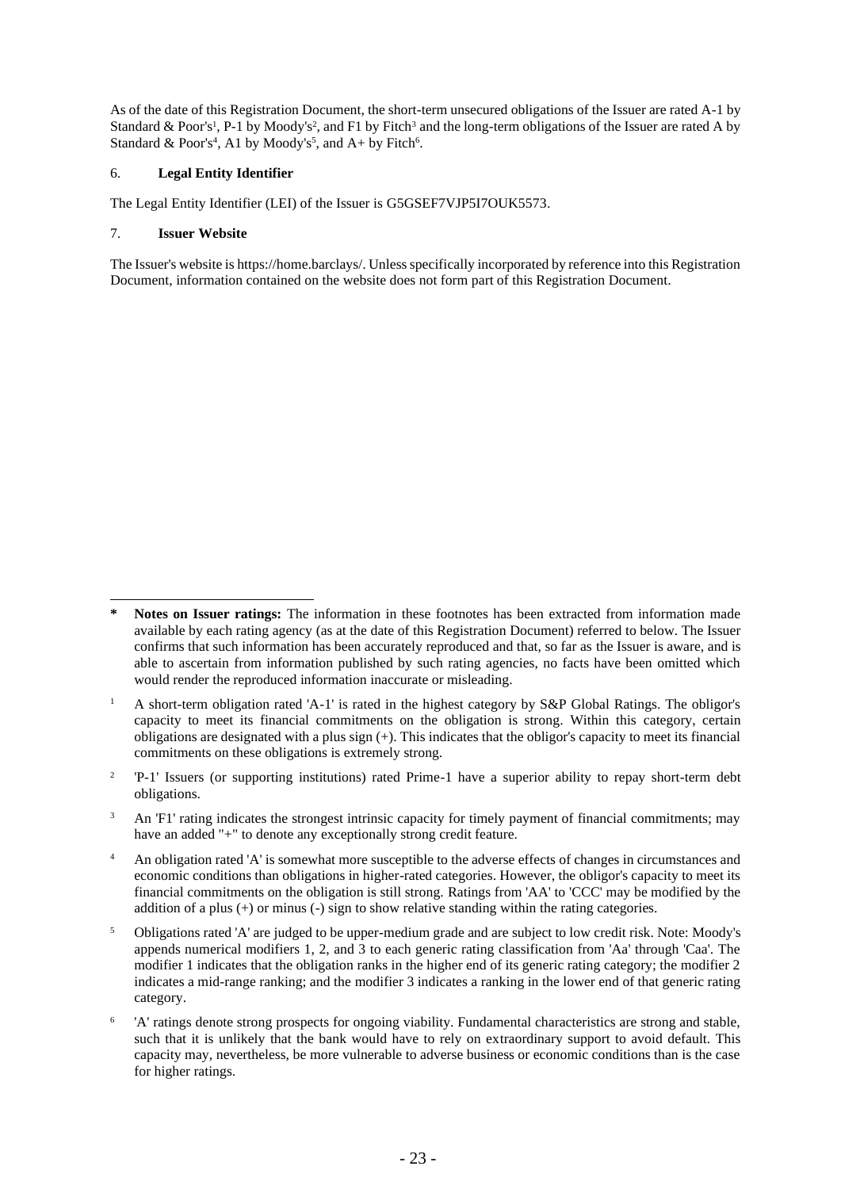As of the date of this Registration Document, the short-term unsecured obligations of the Issuer are rated A-1 by Standard & Poor's[1], P-1 by Moody's[2], and F1 by Fitch[3] and the long-term obligations of the Issuer are rated A by Standard & Poor's[4], A1 by Moody's[5], and A+ by Fitch[6].

6. **Legal Entity Identifier**

The Legal Entity Identifier (LEI) of the Issuer is G5GSEF7VJP5I7OUK5573.

7. **Issuer Website**

The Issuer's website is https://home.barclays/. Unless specifically incorporated by reference into this Registration Document, information contained on the website does not form part of this Registration Document.

---

**\* Notes on Issuer ratings:** The information in these footnotes has been extracted from information made available by each rating agency (as at the date of this Registration Document) referred to below. The Issuer confirms that such information has been accurately reproduced and that, so far as the Issuer is aware, and is able to ascertain from information published by such rating agencies, no facts have been omitted which would render the reproduced information inaccurate or misleading.

[1] A short-term obligation rated 'A-1' is rated in the highest category by S&P Global Ratings. The obligor's capacity to meet its financial commitments on the obligation is strong. Within this category, certain obligations are designated with a plus sign (+). This indicates that the obligor's capacity to meet its financial commitments on these obligations is extremely strong.

[2] 'P-1' Issuers (or supporting institutions) rated Prime-1 have a superior ability to repay short-term debt obligations.

[3] An 'F1' rating indicates the strongest intrinsic capacity for timely payment of financial commitments; may have an added "+" to denote any exceptionally strong credit feature.

[4] An obligation rated 'A' is somewhat more susceptible to the adverse effects of changes in circumstances and economic conditions than obligations in higher-rated categories. However, the obligor's capacity to meet its financial commitments on the obligation is still strong. Ratings from 'AA' to 'CCC' may be modified by the addition of a plus (+) or minus (-) sign to show relative standing within the rating categories.

[5] Obligations rated 'A' are judged to be upper-medium grade and are subject to low credit risk. Note: Moody's appends numerical modifiers 1, 2, and 3 to each generic rating classification from 'Aa' through 'Caa'. The modifier 1 indicates that the obligation ranks in the higher end of its generic rating category; the modifier 2 indicates a mid-range ranking; and the modifier 3 indicates a ranking in the lower end of that generic rating category.

[6] 'A' ratings denote strong prospects for ongoing viability. Fundamental characteristics are strong and stable, such that it is unlikely that the bank would have to rely on extraordinary support to avoid default. This capacity may, nevertheless, be more vulnerable to adverse business or economic conditions than is the case for higher ratings.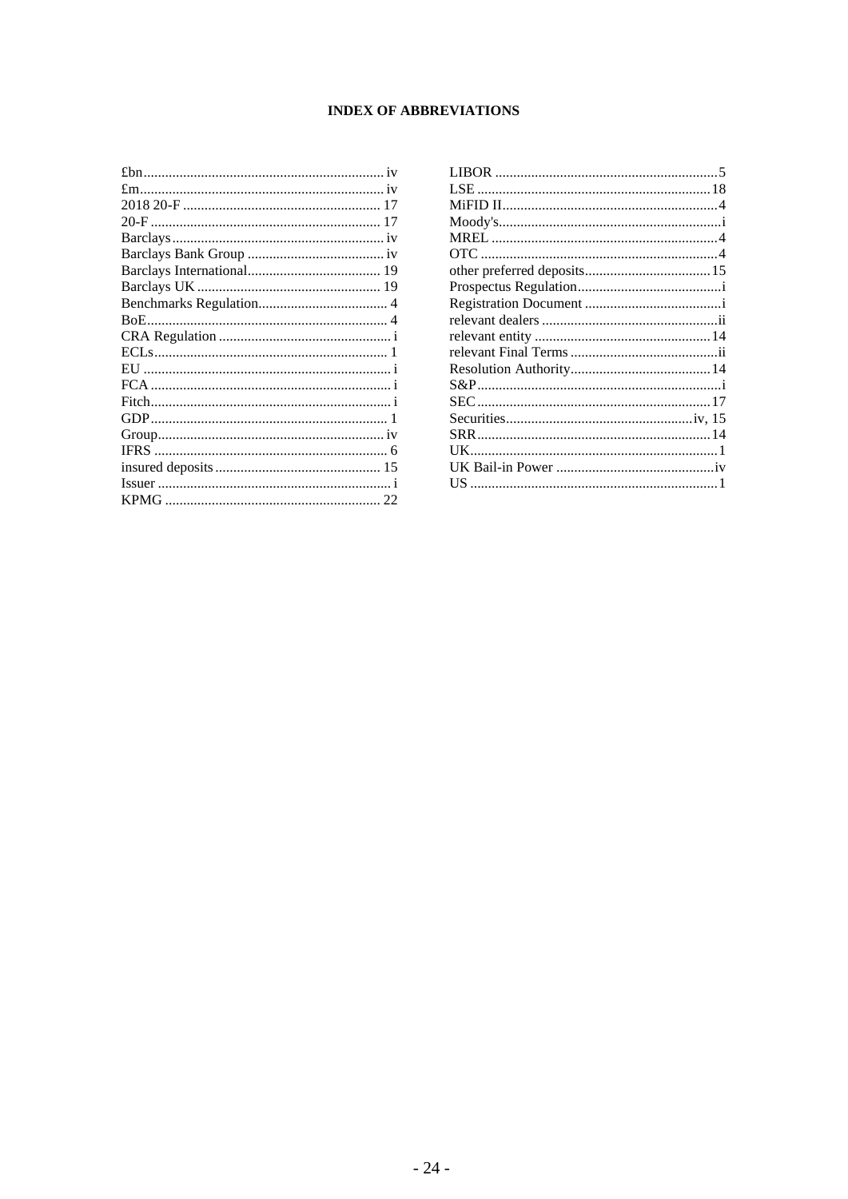# INDEX OF ABBREVIATIONS

£bn .................................................................. iv
£m ................................................................... iv
2018 20-F ....................................................... 17
20-F ................................................................ 17
Barclays ........................................................... iv
Barclays Bank Group ...................................... iv
Barclays International..................................... 19
Barclays UK ................................................... 19
Benchmarks Regulation.................................... 4
BoE ................................................................... 4
CRA Regulation ................................................ i
ECLs ................................................................. 1
EU ..................................................................... i
FCA ................................................................... i
Fitch .................................................................. i
GDP .................................................................. 1
Group .............................................................. iv
IFRS ................................................................. 6
insured deposits .............................................. 15
Issuer ................................................................. i
KPMG ............................................................ 22
LIBOR ............................................................... 5
LSE ................................................................. 18
MiFID II ............................................................ 4
Moody's ............................................................. i
MREL ............................................................... 4
OTC .................................................................. 4
other preferred deposits ................................... 15
Prospectus Regulation ........................................ i
Registration Document ...................................... i
relevant dealers ................................................. ii
relevant entity ................................................. 14
relevant Final Terms ......................................... ii
Resolution Authority ....................................... 14
S&P ................................................................... i
SEC ................................................................. 17
Securities ................................................... iv, 15
SRR ................................................................. 14
UK ..................................................................... 1
UK Bail-in Power ............................................. iv
US ...................................................................... 1